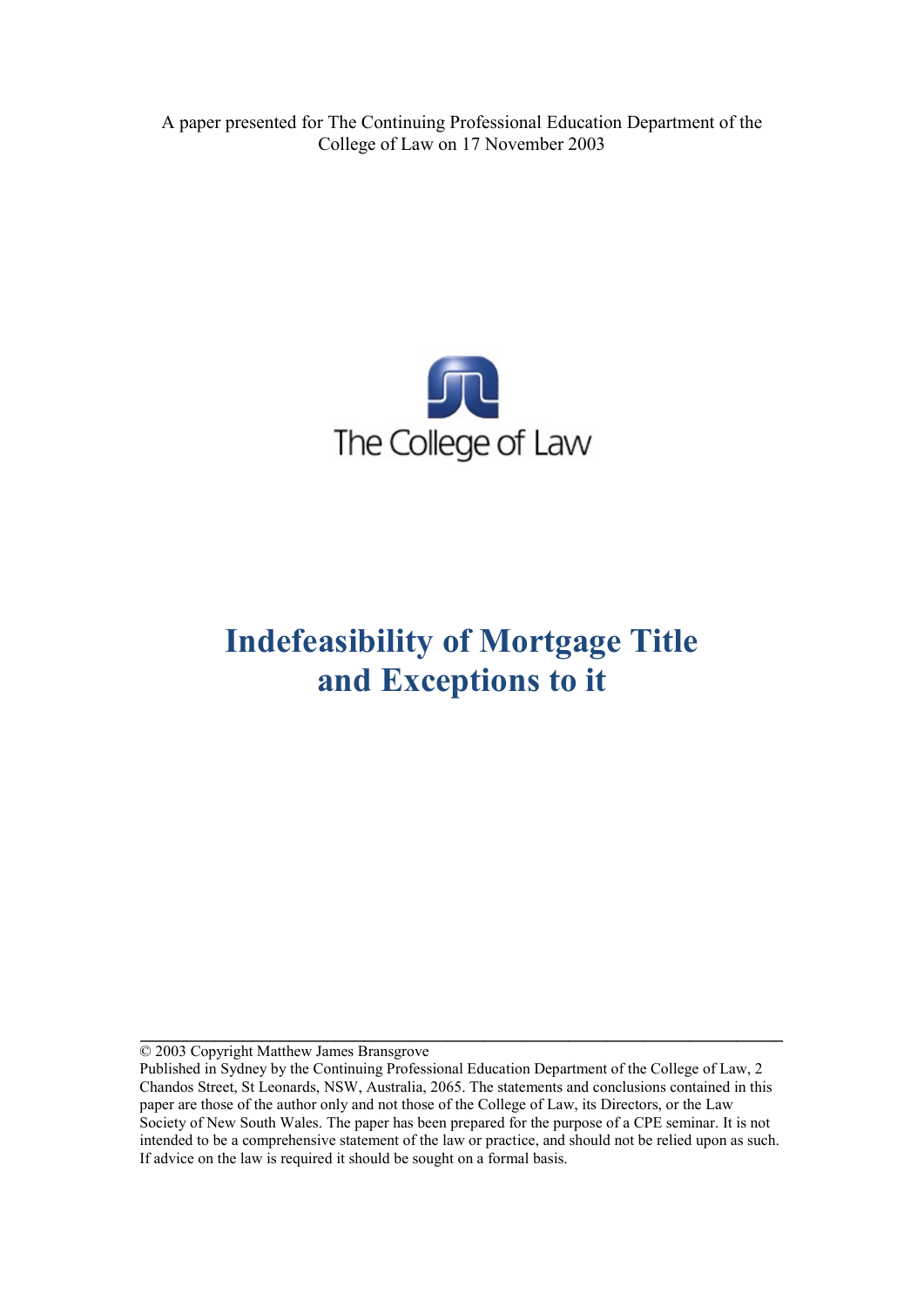A paper presented for The Continuing Professional Education Department of the College of Law on 17 November 2003

The College of Law

# Indefeasibility of Mortgage Title and Exceptions to it

© 2003 Copyright Matthew James Bransgrove

Published in Sydney by the Continuing Professional Education Department of the College of Law, 2 Chandos Street, St Leonards, NSW, Australia, 2065. The statements and conclusions contained in this paper are those of the author only and not those of the College of Law, its Directors, or the Law Society of New South Wales. The paper has been prepared for the purpose of a CPE seminar. It is not intended to be a comprehensive statement of the law or practice, and should not be relied upon as such. If advice on the law is required it should be sought on a formal basis.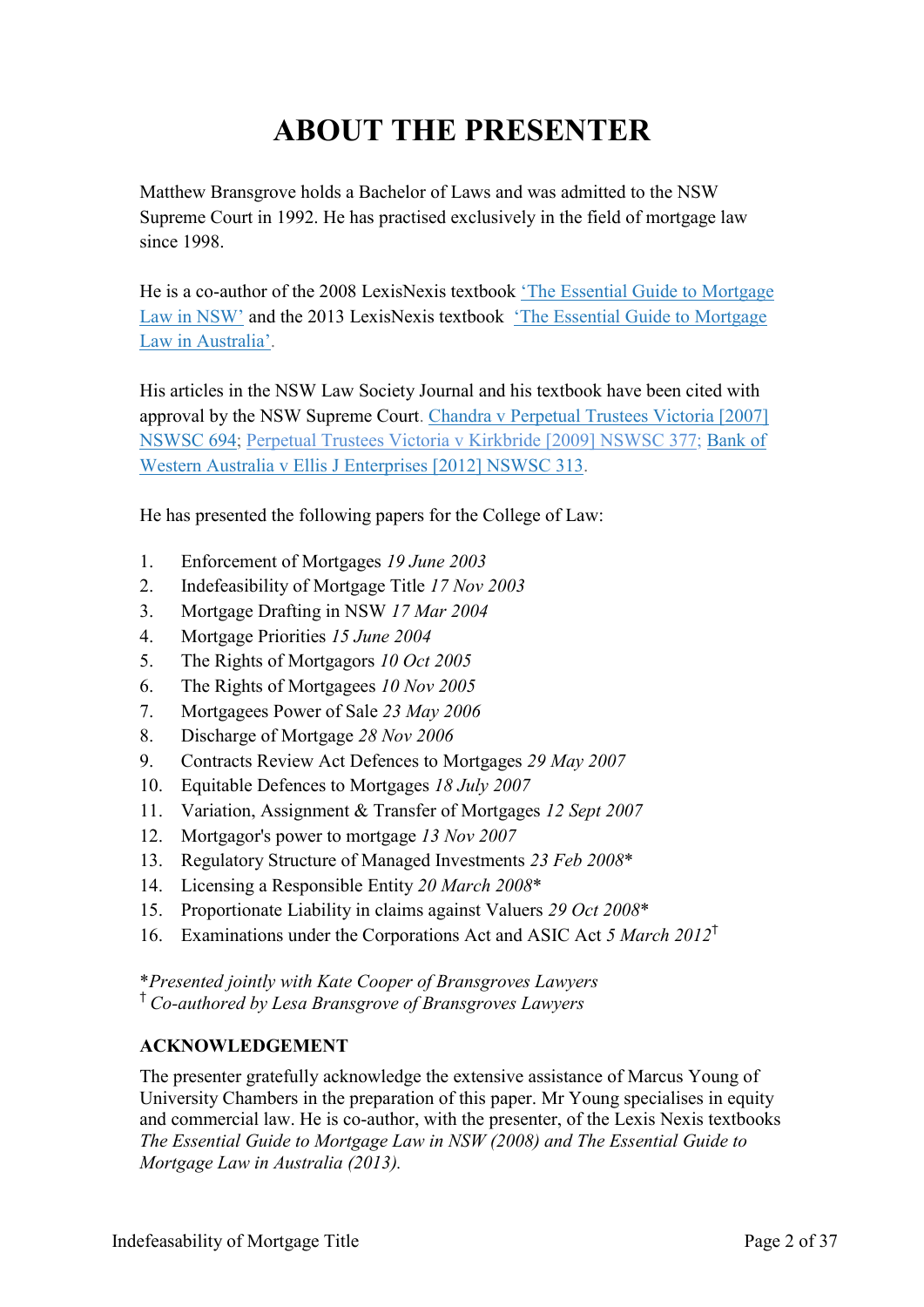# ABOUT THE PRESENTER

Matthew Bransgrove holds a Bachelor of Laws and was admitted to the NSW Supreme Court in 1992. He has practised exclusively in the field of mortgage law since 1998.

He is a co-author of the 2008 LexisNexis textbook 'The Essential Guide to Mortgage Law in NSW' and the 2013 LexisNexis textbook 'The Essential Guide to Mortgage Law in Australia'.

His articles in the NSW Law Society Journal and his textbook have been cited with approval by the NSW Supreme Court. Chandra v Perpetual Trustees Victoria [2007] NSWSC 694; Perpetual Trustees Victoria v Kirkbride [2009] NSWSC 377; Bank of Western Australia v Ellis J Enterprises [2012] NSWSC 313.

He has presented the following papers for the College of Law:

1. Enforcement of Mortgages *19 June 2003*
2. Indefeasibility of Mortgage Title *17 Nov 2003*
3. Mortgage Drafting in NSW *17 Mar 2004*
4. Mortgage Priorities *15 June 2004*
5. The Rights of Mortgagors *10 Oct 2005*
6. The Rights of Mortgagees *10 Nov 2005*
7. Mortgagees Power of Sale *23 May 2006*
8. Discharge of Mortgage *28 Nov 2006*
9. Contracts Review Act Defences to Mortgages *29 May 2007*
10. Equitable Defences to Mortgages *18 July 2007*
11. Variation, Assignment & Transfer of Mortgages *12 Sept 2007*
12. Mortgagor's power to mortgage *13 Nov 2007*
13. Regulatory Structure of Managed Investments *23 Feb 2008**
14. Licensing a Responsible Entity *20 March 2008**
15. Proportionate Liability in claims against Valuers *29 Oct 2008**
16. Examinations under the Corporations Act and ASIC Act *5 March 2012*†

**Presented jointly with Kate Cooper of Bransgroves Lawyers*
† *Co-authored by Lesa Bransgrove of Bransgroves Lawyers*

**ACKNOWLEDGEMENT**

The presenter gratefully acknowledge the extensive assistance of Marcus Young of University Chambers in the preparation of this paper. Mr Young specialises in equity and commercial law. He is co-author, with the presenter, of the Lexis Nexis textbooks *The Essential Guide to Mortgage Law in NSW (2008) and The Essential Guide to Mortgage Law in Australia (2013).*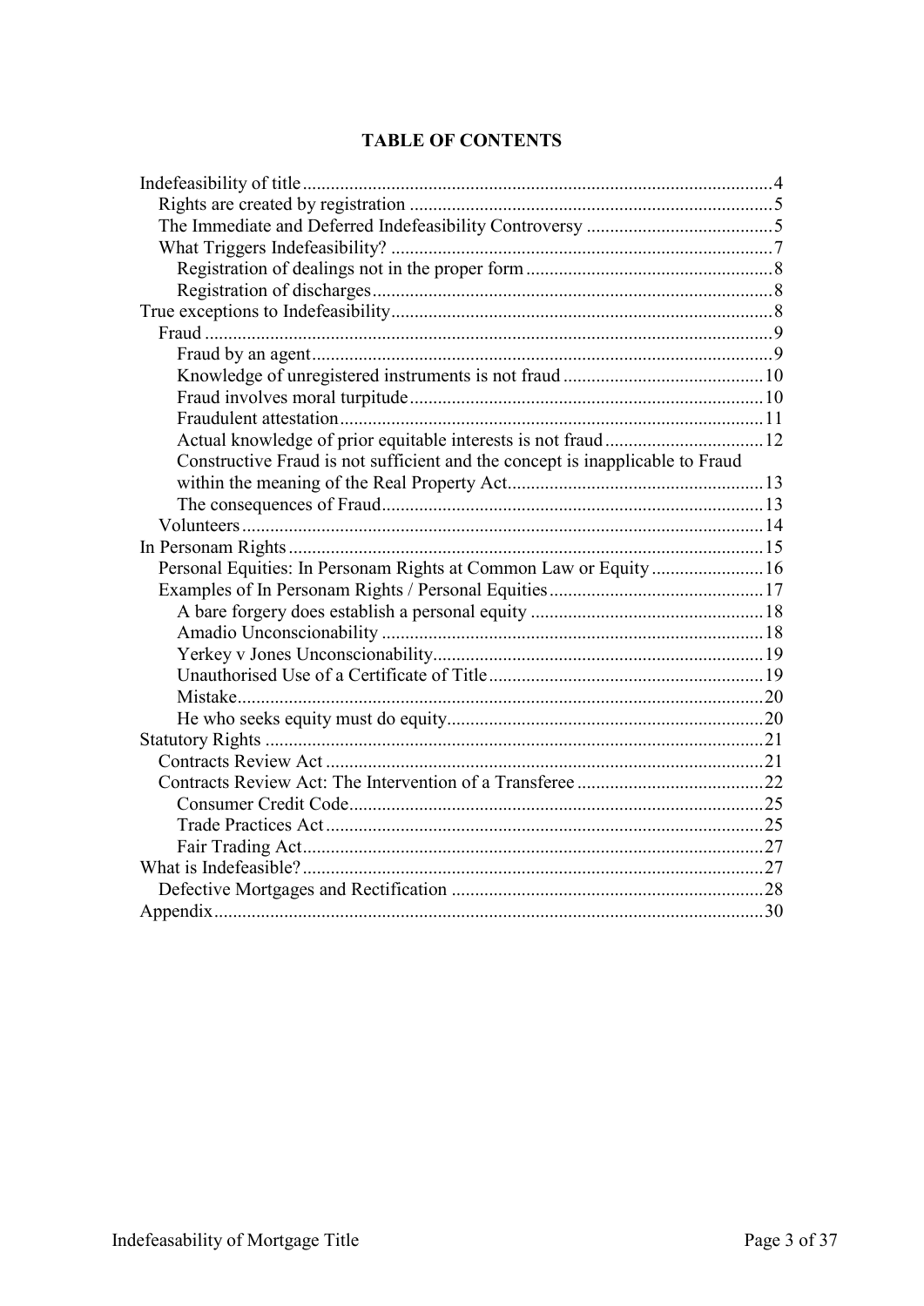# TABLE OF CONTENTS

- Indefeasibility of title ........ 4
  - Rights are created by registration ........ 5
  - The Immediate and Deferred Indefeasibility Controversy ........ 5
  - What Triggers Indefeasibility? ........ 7
    - Registration of dealings not in the proper form ........ 8
    - Registration of discharges ........ 8
- True exceptions to Indefeasibility ........ 8
  - Fraud ........ 9
    - Fraud by an agent ........ 9
    - Knowledge of unregistered instruments is not fraud ........ 10
    - Fraud involves moral turpitude ........ 10
    - Fraudulent attestation ........ 11
    - Actual knowledge of prior equitable interests is not fraud ........ 12
    - Constructive Fraud is not sufficient and the concept is inapplicable to Fraud within the meaning of the Real Property Act ........ 13
    - The consequences of Fraud ........ 13
  - Volunteers ........ 14
- In Personam Rights ........ 15
  - Personal Equities: In Personam Rights at Common Law or Equity ........ 16
  - Examples of In Personam Rights / Personal Equities ........ 17
    - A bare forgery does establish a personal equity ........ 18
    - Amadio Unconscionability ........ 18
    - Yerkey v Jones Unconscionability ........ 19
    - Unauthorised Use of a Certificate of Title ........ 19
    - Mistake ........ 20
    - He who seeks equity must do equity ........ 20
- Statutory Rights ........ 21
  - Contracts Review Act ........ 21
  - Contracts Review Act: The Intervention of a Transferee ........ 22
    - Consumer Credit Code ........ 25
    - Trade Practices Act ........ 25
    - Fair Trading Act ........ 27
- What is Indefeasible? ........ 27
  - Defective Mortgages and Rectification ........ 28
- Appendix ........ 30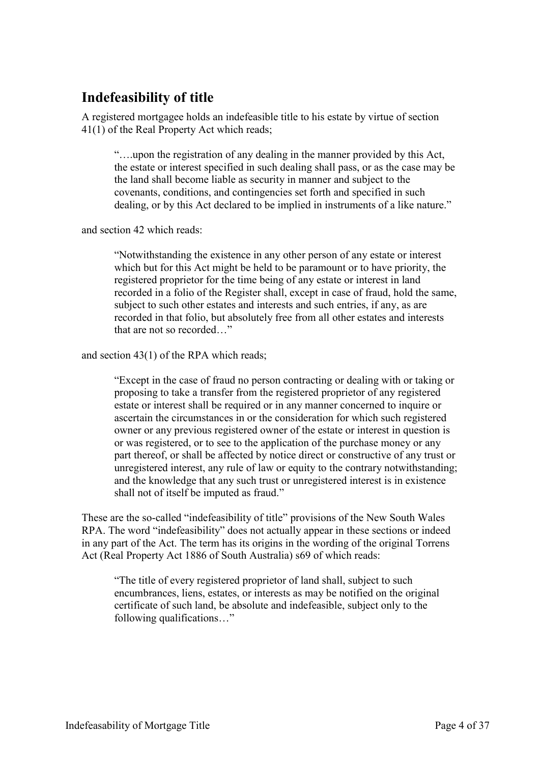## Indefeasibility of title

A registered mortgagee holds an indefeasible title to his estate by virtue of section 41(1) of the Real Property Act which reads;

> "….upon the registration of any dealing in the manner provided by this Act, the estate or interest specified in such dealing shall pass, or as the case may be the land shall become liable as security in manner and subject to the covenants, conditions, and contingencies set forth and specified in such dealing, or by this Act declared to be implied in instruments of a like nature."

and section 42 which reads:

> "Notwithstanding the existence in any other person of any estate or interest which but for this Act might be held to be paramount or to have priority, the registered proprietor for the time being of any estate or interest in land recorded in a folio of the Register shall, except in case of fraud, hold the same, subject to such other estates and interests and such entries, if any, as are recorded in that folio, but absolutely free from all other estates and interests that are not so recorded…"

and section 43(1) of the RPA which reads;

> "Except in the case of fraud no person contracting or dealing with or taking or proposing to take a transfer from the registered proprietor of any registered estate or interest shall be required or in any manner concerned to inquire or ascertain the circumstances in or the consideration for which such registered owner or any previous registered owner of the estate or interest in question is or was registered, or to see to the application of the purchase money or any part thereof, or shall be affected by notice direct or constructive of any trust or unregistered interest, any rule of law or equity to the contrary notwithstanding; and the knowledge that any such trust or unregistered interest is in existence shall not of itself be imputed as fraud."

These are the so-called "indefeasibility of title" provisions of the New South Wales RPA. The word "indefeasibility" does not actually appear in these sections or indeed in any part of the Act. The term has its origins in the wording of the original Torrens Act (Real Property Act 1886 of South Australia) s69 of which reads:

> "The title of every registered proprietor of land shall, subject to such encumbrances, liens, estates, or interests as may be notified on the original certificate of such land, be absolute and indefeasible, subject only to the following qualifications…"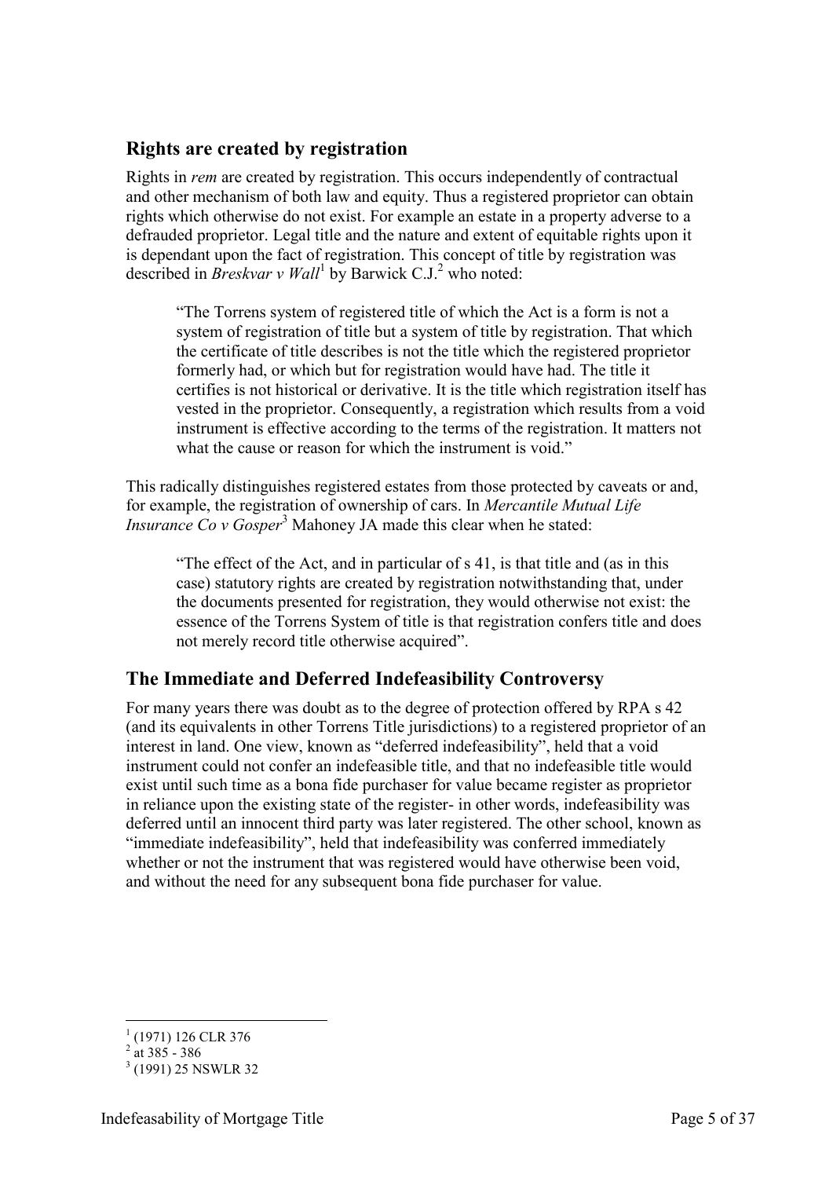## Rights are created by registration

Rights in *rem* are created by registration. This occurs independently of contractual and other mechanism of both law and equity. Thus a registered proprietor can obtain rights which otherwise do not exist. For example an estate in a property adverse to a defrauded proprietor. Legal title and the nature and extent of equitable rights upon it is dependant upon the fact of registration. This concept of title by registration was described in *Breskvar v Wall*[1] by Barwick C.J.[2] who noted:

> "The Torrens system of registered title of which the Act is a form is not a system of registration of title but a system of title by registration. That which the certificate of title describes is not the title which the registered proprietor formerly had, or which but for registration would have had. The title it certifies is not historical or derivative. It is the title which registration itself has vested in the proprietor. Consequently, a registration which results from a void instrument is effective according to the terms of the registration. It matters not what the cause or reason for which the instrument is void."

This radically distinguishes registered estates from those protected by caveats or and, for example, the registration of ownership of cars. In *Mercantile Mutual Life Insurance Co v Gosper*[3] Mahoney JA made this clear when he stated:

> "The effect of the Act, and in particular of s 41, is that title and (as in this case) statutory rights are created by registration notwithstanding that, under the documents presented for registration, they would otherwise not exist: the essence of the Torrens System of title is that registration confers title and does not merely record title otherwise acquired".

## The Immediate and Deferred Indefeasibility Controversy

For many years there was doubt as to the degree of protection offered by RPA s 42 (and its equivalents in other Torrens Title jurisdictions) to a registered proprietor of an interest in land. One view, known as "deferred indefeasibility", held that a void instrument could not confer an indefeasible title, and that no indefeasible title would exist until such time as a bona fide purchaser for value became register as proprietor in reliance upon the existing state of the register- in other words, indefeasibility was deferred until an innocent third party was later registered. The other school, known as "immediate indefeasibility", held that indefeasibility was conferred immediately whether or not the instrument that was registered would have otherwise been void, and without the need for any subsequent bona fide purchaser for value.

---

[1] (1971) 126 CLR 376

[2] at 385 - 386

[3] (1991) 25 NSWLR 32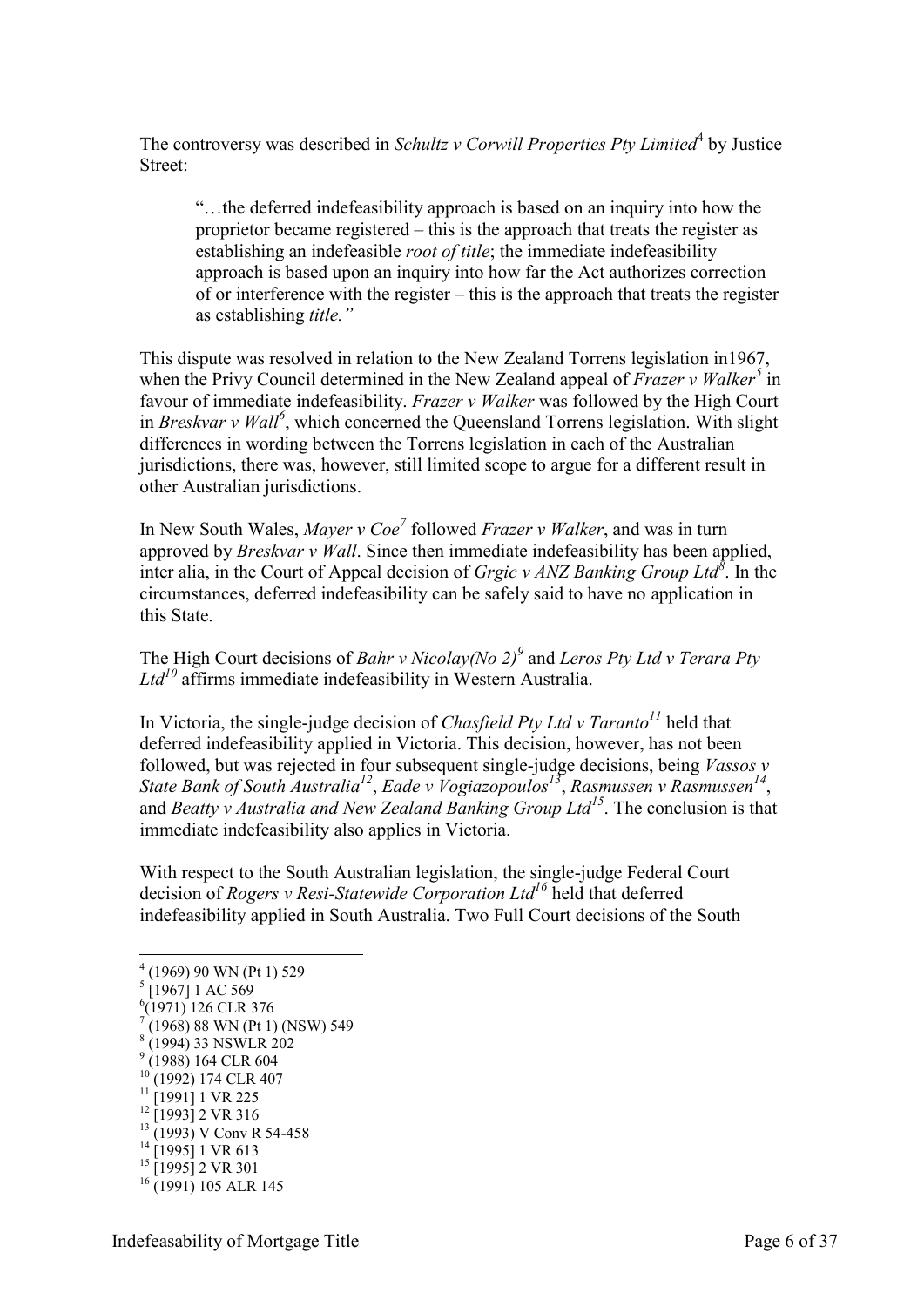The controversy was described in *Schultz v Corwill Properties Pty Limited*[4] by Justice Street:

> "…the deferred indefeasibility approach is based on an inquiry into how the proprietor became registered – this is the approach that treats the register as establishing an indefeasible *root of title*; the immediate indefeasibility approach is based upon an inquiry into how far the Act authorizes correction of or interference with the register – this is the approach that treats the register as establishing *title."*

This dispute was resolved in relation to the New Zealand Torrens legislation in1967, when the Privy Council determined in the New Zealand appeal of *Frazer v Walker*[5] in favour of immediate indefeasibility. *Frazer v Walker* was followed by the High Court in *Breskvar v Wall*[6], which concerned the Queensland Torrens legislation. With slight differences in wording between the Torrens legislation in each of the Australian jurisdictions, there was, however, still limited scope to argue for a different result in other Australian jurisdictions.

In New South Wales, *Mayer v Coe*[7] followed *Frazer v Walker*, and was in turn approved by *Breskvar v Wall*. Since then immediate indefeasibility has been applied, inter alia, in the Court of Appeal decision of *Grgic v ANZ Banking Group Ltd*[8]. In the circumstances, deferred indefeasibility can be safely said to have no application in this State.

The High Court decisions of *Bahr v Nicolay(No 2)*[9] and *Leros Pty Ltd v Terara Pty Ltd*[10] affirms immediate indefeasibility in Western Australia.

In Victoria, the single-judge decision of *Chasfield Pty Ltd v Taranto*[11] held that deferred indefeasibility applied in Victoria. This decision, however, has not been followed, but was rejected in four subsequent single-judge decisions, being *Vassos v State Bank of South Australia*[12], *Eade v Vogiazopoulos*[13], *Rasmussen v Rasmussen*[14], and *Beatty v Australia and New Zealand Banking Group Ltd*[15]. The conclusion is that immediate indefeasibility also applies in Victoria.

With respect to the South Australian legislation, the single-judge Federal Court decision of *Rogers v Resi-Statewide Corporation Ltd*[16] held that deferred indefeasibility applied in South Australia. Two Full Court decisions of the South

---

[4] (1969) 90 WN (Pt 1) 529
[5] [1967] 1 AC 569
[6] (1971) 126 CLR 376
[7] (1968) 88 WN (Pt 1) (NSW) 549
[8] (1994) 33 NSWLR 202
[9] (1988) 164 CLR 604
[10] (1992) 174 CLR 407
[11] [1991] 1 VR 225
[12] [1993] 2 VR 316
[13] (1993) V Conv R 54-458
[14] [1995] 1 VR 613
[15] [1995] 2 VR 301
[16] (1991) 105 ALR 145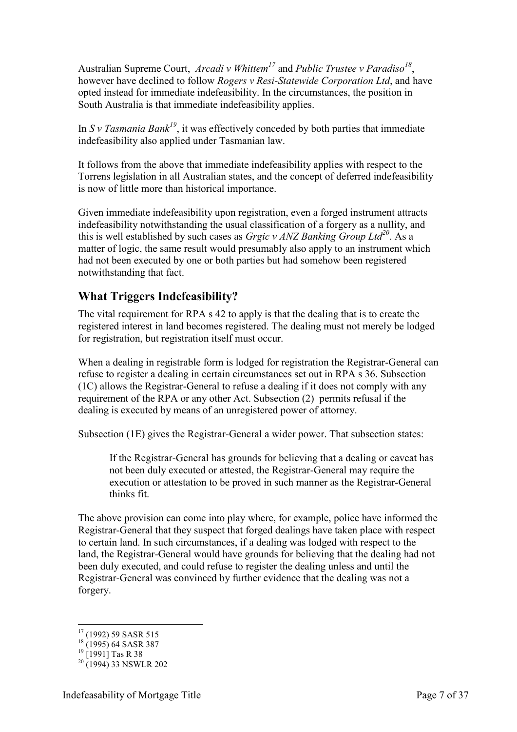Australian Supreme Court, *Arcadi v Whittem*[17] and *Public Trustee v Paradiso*[18], however have declined to follow *Rogers v Resi-Statewide Corporation Ltd*, and have opted instead for immediate indefeasibility. In the circumstances, the position in South Australia is that immediate indefeasibility applies.

In *S v Tasmania Bank*[19], it was effectively conceded by both parties that immediate indefeasibility also applied under Tasmanian law.

It follows from the above that immediate indefeasibility applies with respect to the Torrens legislation in all Australian states, and the concept of deferred indefeasibility is now of little more than historical importance.

Given immediate indefeasibility upon registration, even a forged instrument attracts indefeasibility notwithstanding the usual classification of a forgery as a nullity, and this is well established by such cases as *Grgic v ANZ Banking Group Ltd*[20]. As a matter of logic, the same result would presumably also apply to an instrument which had not been executed by one or both parties but had somehow been registered notwithstanding that fact.

## What Triggers Indefeasibility?

The vital requirement for RPA s 42 to apply is that the dealing that is to create the registered interest in land becomes registered. The dealing must not merely be lodged for registration, but registration itself must occur.

When a dealing in registrable form is lodged for registration the Registrar-General can refuse to register a dealing in certain circumstances set out in RPA s 36. Subsection (1C) allows the Registrar-General to refuse a dealing if it does not comply with any requirement of the RPA or any other Act. Subsection (2) permits refusal if the dealing is executed by means of an unregistered power of attorney.

Subsection (1E) gives the Registrar-General a wider power. That subsection states:

> If the Registrar-General has grounds for believing that a dealing or caveat has not been duly executed or attested, the Registrar-General may require the execution or attestation to be proved in such manner as the Registrar-General thinks fit.

The above provision can come into play where, for example, police have informed the Registrar-General that they suspect that forged dealings have taken place with respect to certain land. In such circumstances, if a dealing was lodged with respect to the land, the Registrar-General would have grounds for believing that the dealing had not been duly executed, and could refuse to register the dealing unless and until the Registrar-General was convinced by further evidence that the dealing was not a forgery.

---

[17] (1992) 59 SASR 515
[18] (1995) 64 SASR 387
[19] [1991] Tas R 38
[20] (1994) 33 NSWLR 202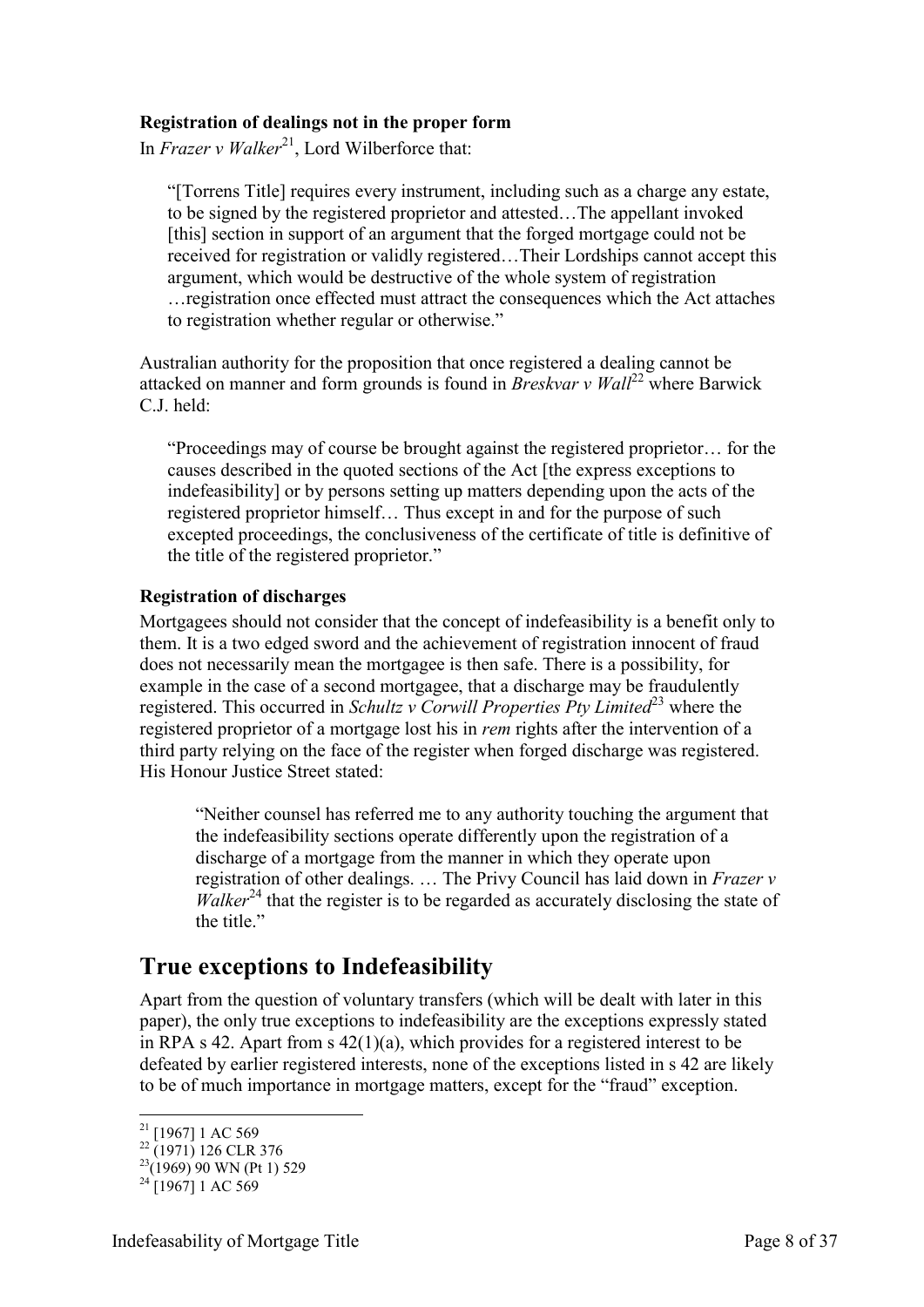**Registration of dealings not in the proper form**

In *Frazer v Walker*[21], Lord Wilberforce that:

> "[Torrens Title] requires every instrument, including such as a charge any estate, to be signed by the registered proprietor and attested…The appellant invoked [this] section in support of an argument that the forged mortgage could not be received for registration or validly registered…Their Lordships cannot accept this argument, which would be destructive of the whole system of registration …registration once effected must attract the consequences which the Act attaches to registration whether regular or otherwise."

Australian authority for the proposition that once registered a dealing cannot be attacked on manner and form grounds is found in *Breskvar v Wall*[22] where Barwick C.J. held:

> "Proceedings may of course be brought against the registered proprietor… for the causes described in the quoted sections of the Act [the express exceptions to indefeasibility] or by persons setting up matters depending upon the acts of the registered proprietor himself… Thus except in and for the purpose of such excepted proceedings, the conclusiveness of the certificate of title is definitive of the title of the registered proprietor."

**Registration of discharges**

Mortgagees should not consider that the concept of indefeasibility is a benefit only to them. It is a two edged sword and the achievement of registration innocent of fraud does not necessarily mean the mortgagee is then safe. There is a possibility, for example in the case of a second mortgagee, that a discharge may be fraudulently registered. This occurred in *Schultz v Corwill Properties Pty Limited*[23] where the registered proprietor of a mortgage lost his in *rem* rights after the intervention of a third party relying on the face of the register when forged discharge was registered. His Honour Justice Street stated:

> "Neither counsel has referred me to any authority touching the argument that the indefeasibility sections operate differently upon the registration of a discharge of a mortgage from the manner in which they operate upon registration of other dealings. … The Privy Council has laid down in *Frazer v Walker*[24] that the register is to be regarded as accurately disclosing the state of the title."

# True exceptions to Indefeasibility

Apart from the question of voluntary transfers (which will be dealt with later in this paper), the only true exceptions to indefeasibility are the exceptions expressly stated in RPA s 42. Apart from s 42(1)(a), which provides for a registered interest to be defeated by earlier registered interests, none of the exceptions listed in s 42 are likely to be of much importance in mortgage matters, except for the "fraud" exception.

---

[21] [1967] 1 AC 569

[22] (1971) 126 CLR 376

[23] (1969) 90 WN (Pt 1) 529

[24] [1967] 1 AC 569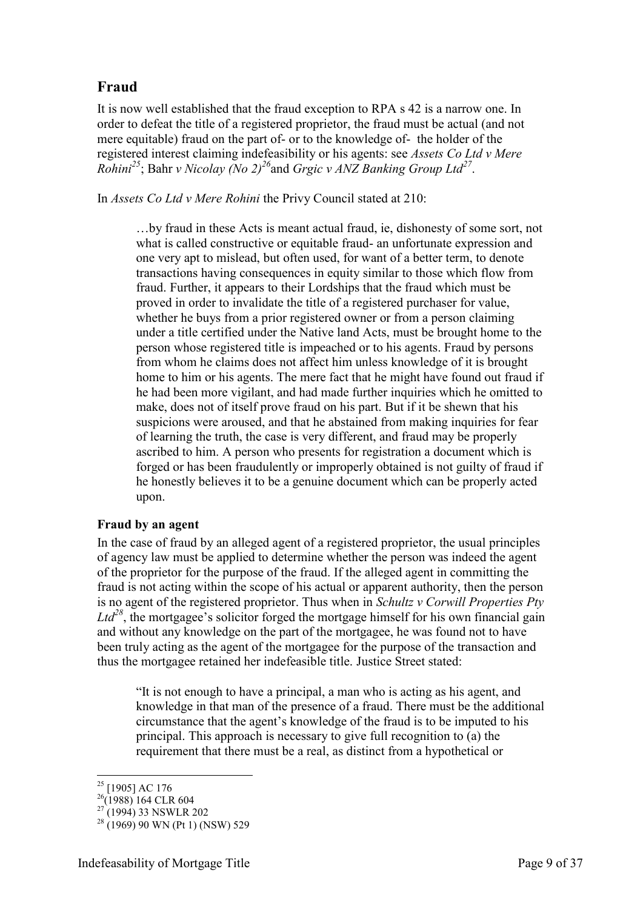## Fraud

It is now well established that the fraud exception to RPA s 42 is a narrow one. In order to defeat the title of a registered proprietor, the fraud must be actual (and not mere equitable) fraud on the part of- or to the knowledge of- the holder of the registered interest claiming indefeasibility or his agents: see *Assets Co Ltd v Mere Rohini*[25]; Bahr *v Nicolay (No 2)*[26]and *Grgic v ANZ Banking Group Ltd*[27].

In *Assets Co Ltd v Mere Rohini* the Privy Council stated at 210:

> …by fraud in these Acts is meant actual fraud, ie, dishonesty of some sort, not what is called constructive or equitable fraud- an unfortunate expression and one very apt to mislead, but often used, for want of a better term, to denote transactions having consequences in equity similar to those which flow from fraud. Further, it appears to their Lordships that the fraud which must be proved in order to invalidate the title of a registered purchaser for value, whether he buys from a prior registered owner or from a person claiming under a title certified under the Native land Acts, must be brought home to the person whose registered title is impeached or to his agents. Fraud by persons from whom he claims does not affect him unless knowledge of it is brought home to him or his agents. The mere fact that he might have found out fraud if he had been more vigilant, and had made further inquiries which he omitted to make, does not of itself prove fraud on his part. But if it be shewn that his suspicions were aroused, and that he abstained from making inquiries for fear of learning the truth, the case is very different, and fraud may be properly ascribed to him. A person who presents for registration a document which is forged or has been fraudulently or improperly obtained is not guilty of fraud if he honestly believes it to be a genuine document which can be properly acted upon.

### Fraud by an agent

In the case of fraud by an alleged agent of a registered proprietor, the usual principles of agency law must be applied to determine whether the person was indeed the agent of the proprietor for the purpose of the fraud. If the alleged agent in committing the fraud is not acting within the scope of his actual or apparent authority, then the person is no agent of the registered proprietor. Thus when in *Schultz v Corwill Properties Pty Ltd*[28], the mortgagee's solicitor forged the mortgage himself for his own financial gain and without any knowledge on the part of the mortgagee, he was found not to have been truly acting as the agent of the mortgagee for the purpose of the transaction and thus the mortgagee retained her indefeasible title. Justice Street stated:

> "It is not enough to have a principal, a man who is acting as his agent, and knowledge in that man of the presence of a fraud. There must be the additional circumstance that the agent's knowledge of the fraud is to be imputed to his principal. This approach is necessary to give full recognition to (a) the requirement that there must be a real, as distinct from a hypothetical or

---

[25] [1905] AC 176

[26] (1988) 164 CLR 604

[27] (1994) 33 NSWLR 202

[28] (1969) 90 WN (Pt 1) (NSW) 529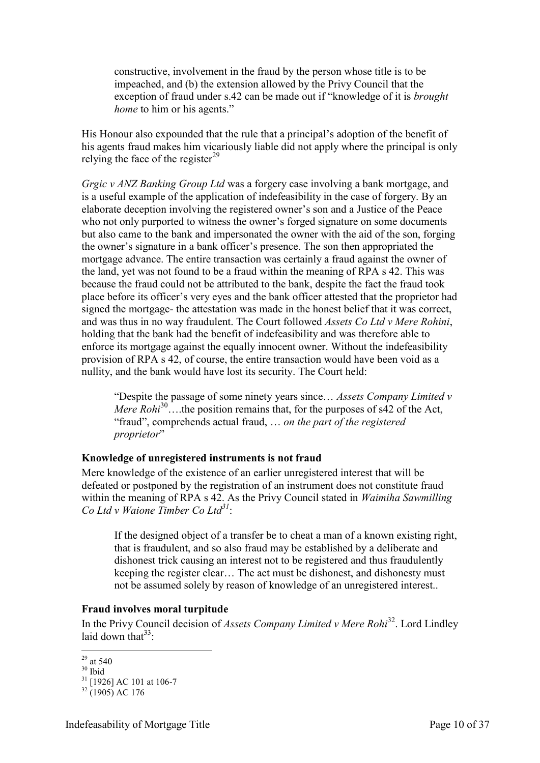constructive, involvement in the fraud by the person whose title is to be impeached, and (b) the extension allowed by the Privy Council that the exception of fraud under s.42 can be made out if "knowledge of it is *brought home* to him or his agents."

His Honour also expounded that the rule that a principal's adoption of the benefit of his agents fraud makes him vicariously liable did not apply where the principal is only relying the face of the register[29]

*Grgic v ANZ Banking Group Ltd* was a forgery case involving a bank mortgage, and is a useful example of the application of indefeasibility in the case of forgery. By an elaborate deception involving the registered owner's son and a Justice of the Peace who not only purported to witness the owner's forged signature on some documents but also came to the bank and impersonated the owner with the aid of the son, forging the owner's signature in a bank officer's presence. The son then appropriated the mortgage advance. The entire transaction was certainly a fraud against the owner of the land, yet was not found to be a fraud within the meaning of RPA s 42. This was because the fraud could not be attributed to the bank, despite the fact the fraud took place before its officer's very eyes and the bank officer attested that the proprietor had signed the mortgage- the attestation was made in the honest belief that it was correct, and was thus in no way fraudulent. The Court followed *Assets Co Ltd v Mere Rohini*, holding that the bank had the benefit of indefeasibility and was therefore able to enforce its mortgage against the equally innocent owner. Without the indefeasibility provision of RPA s 42, of course, the entire transaction would have been void as a nullity, and the bank would have lost its security. The Court held:

> "Despite the passage of some ninety years since… *Assets Company Limited v Mere Rohi*[30]….the position remains that, for the purposes of s42 of the Act, "fraud", comprehends actual fraud, … *on the part of the registered proprietor*"

**Knowledge of unregistered instruments is not fraud**

Mere knowledge of the existence of an earlier unregistered interest that will be defeated or postponed by the registration of an instrument does not constitute fraud within the meaning of RPA s 42. As the Privy Council stated in *Waimiha Sawmilling Co Ltd v Waione Timber Co Ltd*[31]:

> If the designed object of a transfer be to cheat a man of a known existing right, that is fraudulent, and so also fraud may be established by a deliberate and dishonest trick causing an interest not to be registered and thus fraudulently keeping the register clear… The act must be dishonest, and dishonesty must not be assumed solely by reason of knowledge of an unregistered interest..

**Fraud involves moral turpitude**

In the Privy Council decision of *Assets Company Limited v Mere Rohi*[32]. Lord Lindley laid down that[33]:

---

[29] at 540
[30] Ibid
[31] [1926] AC 101 at 106-7
[32] (1905) AC 176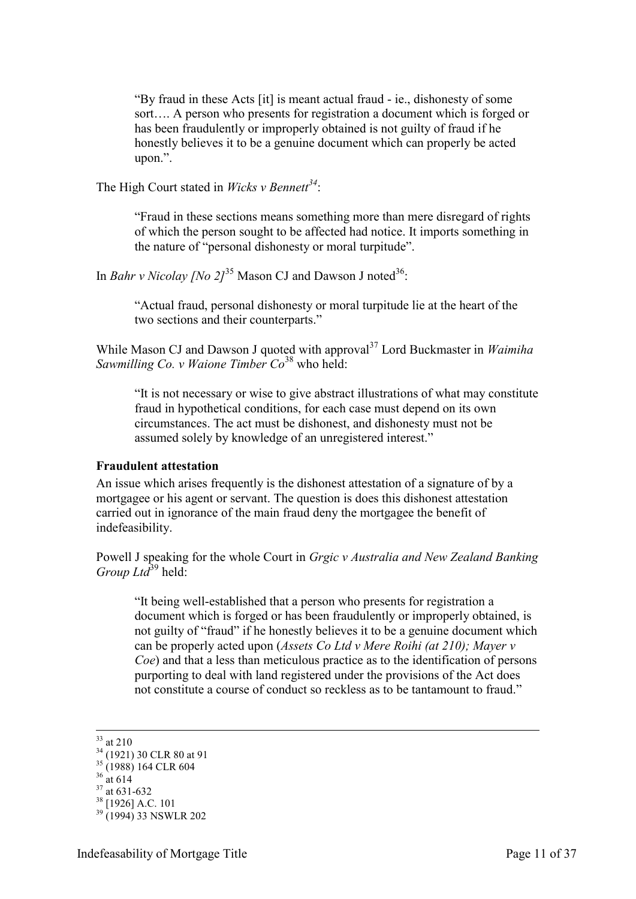> "By fraud in these Acts [it] is meant actual fraud - ie., dishonesty of some sort…. A person who presents for registration a document which is forged or has been fraudulently or improperly obtained is not guilty of fraud if he honestly believes it to be a genuine document which can properly be acted upon.".

The High Court stated in *Wicks v Bennett*[34]:

> "Fraud in these sections means something more than mere disregard of rights of which the person sought to be affected had notice. It imports something in the nature of "personal dishonesty or moral turpitude".

In *Bahr v Nicolay [No 2]*[35] Mason CJ and Dawson J noted[36]:

> "Actual fraud, personal dishonesty or moral turpitude lie at the heart of the two sections and their counterparts."

While Mason CJ and Dawson J quoted with approval[37] Lord Buckmaster in *Waimiha Sawmilling Co. v Waione Timber Co*[38] who held:

> "It is not necessary or wise to give abstract illustrations of what may constitute fraud in hypothetical conditions, for each case must depend on its own circumstances. The act must be dishonest, and dishonesty must not be assumed solely by knowledge of an unregistered interest."

**Fraudulent attestation**

An issue which arises frequently is the dishonest attestation of a signature of by a mortgagee or his agent or servant. The question is does this dishonest attestation carried out in ignorance of the main fraud deny the mortgagee the benefit of indefeasibility.

Powell J speaking for the whole Court in *Grgic v Australia and New Zealand Banking Group Ltd*[39] held:

> "It being well-established that a person who presents for registration a document which is forged or has been fraudulently or improperly obtained, is not guilty of "fraud" if he honestly believes it to be a genuine document which can be properly acted upon (*Assets Co Ltd v Mere Roihi (at 210); Mayer v Coe*) and that a less than meticulous practice as to the identification of persons purporting to deal with land registered under the provisions of the Act does not constitute a course of conduct so reckless as to be tantamount to fraud."

---

[33] at 210

[34] (1921) 30 CLR 80 at 91

[35] (1988) 164 CLR 604

[36] at 614

[37] at 631-632

[38] [1926] A.C. 101

[39] (1994) 33 NSWLR 202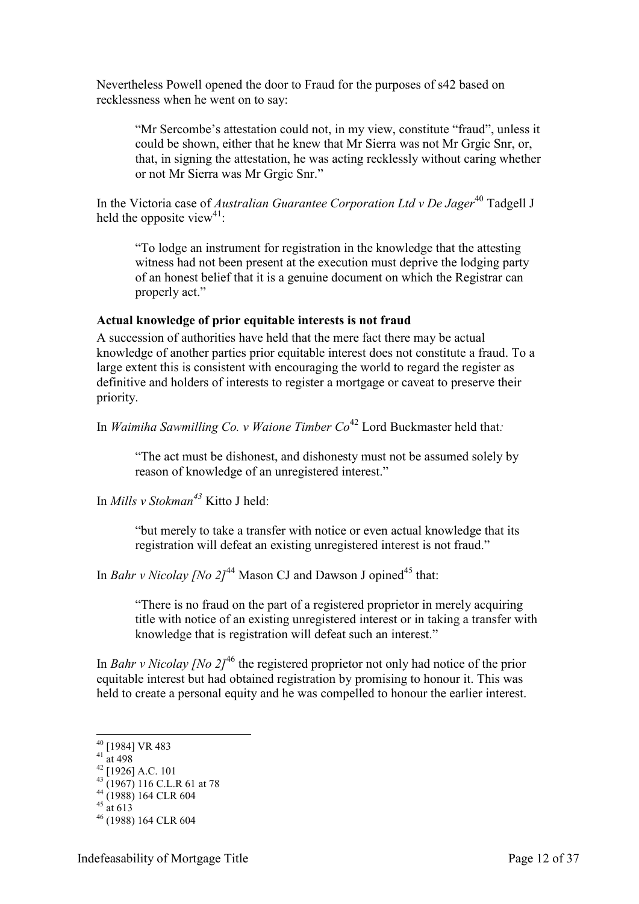Nevertheless Powell opened the door to Fraud for the purposes of s42 based on recklessness when he went on to say:

> "Mr Sercombe's attestation could not, in my view, constitute "fraud", unless it could be shown, either that he knew that Mr Sierra was not Mr Grgic Snr, or, that, in signing the attestation, he was acting recklessly without caring whether or not Mr Sierra was Mr Grgic Snr."

In the Victoria case of *Australian Guarantee Corporation Ltd v De Jager*[40] Tadgell J held the opposite view[41]:

> "To lodge an instrument for registration in the knowledge that the attesting witness had not been present at the execution must deprive the lodging party of an honest belief that it is a genuine document on which the Registrar can properly act."

**Actual knowledge of prior equitable interests is not fraud**

A succession of authorities have held that the mere fact there may be actual knowledge of another parties prior equitable interest does not constitute a fraud. To a large extent this is consistent with encouraging the world to regard the register as definitive and holders of interests to register a mortgage or caveat to preserve their priority.

In *Waimiha Sawmilling Co. v Waione Timber Co*[42] Lord Buckmaster held that*:*

> "The act must be dishonest, and dishonesty must not be assumed solely by reason of knowledge of an unregistered interest."

In *Mills v Stokman*[43] Kitto J held:

> "but merely to take a transfer with notice or even actual knowledge that its registration will defeat an existing unregistered interest is not fraud."

In *Bahr v Nicolay [No 2]*[44] Mason CJ and Dawson J opined[45] that:

> "There is no fraud on the part of a registered proprietor in merely acquiring title with notice of an existing unregistered interest or in taking a transfer with knowledge that is registration will defeat such an interest."

In *Bahr v Nicolay [No 2]*[46] the registered proprietor not only had notice of the prior equitable interest but had obtained registration by promising to honour it. This was held to create a personal equity and he was compelled to honour the earlier interest.

---

[40] [1984] VR 483
[41] at 498
[42] [1926] A.C. 101
[43] (1967) 116 C.L.R 61 at 78
[44] (1988) 164 CLR 604
[45] at 613
[46] (1988) 164 CLR 604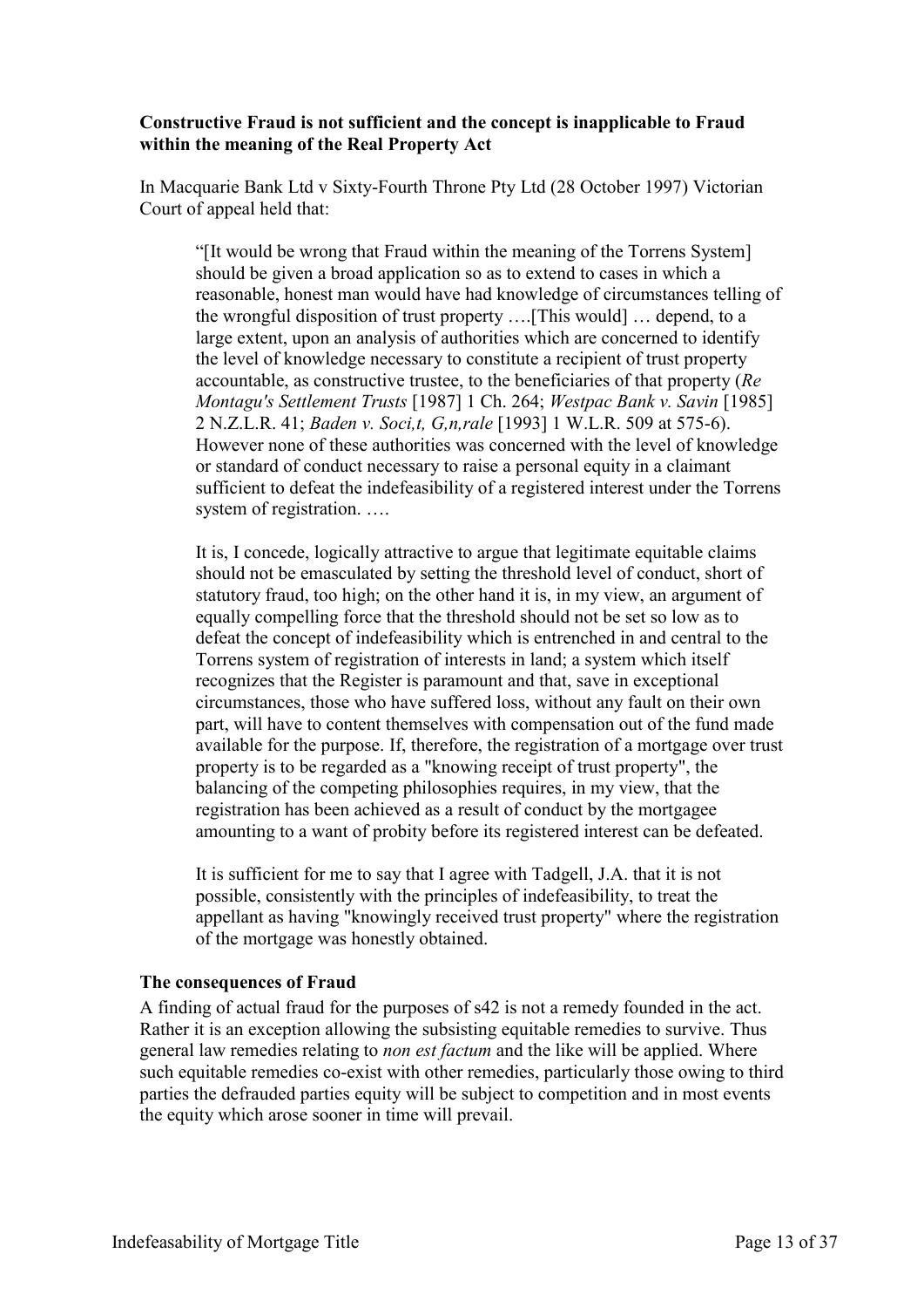**Constructive Fraud is not sufficient and the concept is inapplicable to Fraud within the meaning of the Real Property Act**

In Macquarie Bank Ltd v Sixty-Fourth Throne Pty Ltd (28 October 1997) Victorian Court of appeal held that:

> "[It would be wrong that Fraud within the meaning of the Torrens System] should be given a broad application so as to extend to cases in which a reasonable, honest man would have had knowledge of circumstances telling of the wrongful disposition of trust property ….[This would] … depend, to a large extent, upon an analysis of authorities which are concerned to identify the level of knowledge necessary to constitute a recipient of trust property accountable, as constructive trustee, to the beneficiaries of that property (*Re Montagu's Settlement Trusts* [1987] 1 Ch. 264; *Westpac Bank v. Savin* [1985] 2 N.Z.L.R. 41; *Baden v. Soci,t, G,n,rale* [1993] 1 W.L.R. 509 at 575-6). However none of these authorities was concerned with the level of knowledge or standard of conduct necessary to raise a personal equity in a claimant sufficient to defeat the indefeasibility of a registered interest under the Torrens system of registration. ….
>
> It is, I concede, logically attractive to argue that legitimate equitable claims should not be emasculated by setting the threshold level of conduct, short of statutory fraud, too high; on the other hand it is, in my view, an argument of equally compelling force that the threshold should not be set so low as to defeat the concept of indefeasibility which is entrenched in and central to the Torrens system of registration of interests in land; a system which itself recognizes that the Register is paramount and that, save in exceptional circumstances, those who have suffered loss, without any fault on their own part, will have to content themselves with compensation out of the fund made available for the purpose. If, therefore, the registration of a mortgage over trust property is to be regarded as a "knowing receipt of trust property", the balancing of the competing philosophies requires, in my view, that the registration has been achieved as a result of conduct by the mortgagee amounting to a want of probity before its registered interest can be defeated.
>
> It is sufficient for me to say that I agree with Tadgell, J.A. that it is not possible, consistently with the principles of indefeasibility, to treat the appellant as having "knowingly received trust property" where the registration of the mortgage was honestly obtained.

**The consequences of Fraud**

A finding of actual fraud for the purposes of s42 is not a remedy founded in the act. Rather it is an exception allowing the subsisting equitable remedies to survive. Thus general law remedies relating to *non est factum* and the like will be applied. Where such equitable remedies co-exist with other remedies, particularly those owing to third parties the defrauded parties equity will be subject to competition and in most events the equity which arose sooner in time will prevail.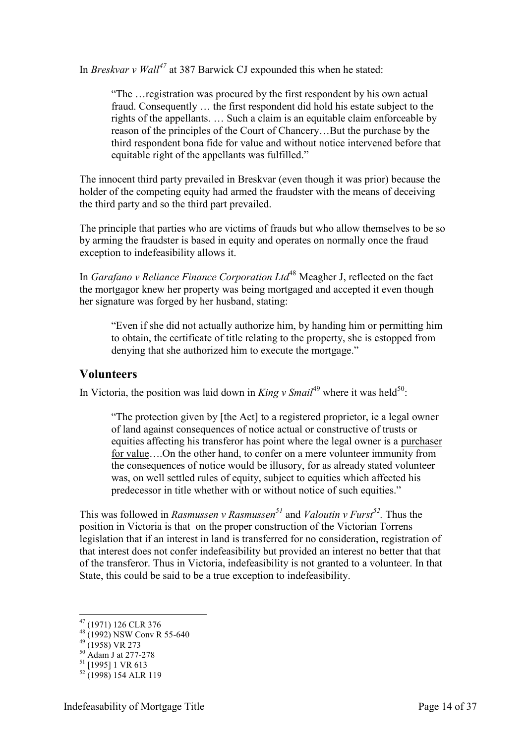In *Breskvar v Wall*[47] at 387 Barwick CJ expounded this when he stated:

> "The …registration was procured by the first respondent by his own actual fraud. Consequently … the first respondent did hold his estate subject to the rights of the appellants. … Such a claim is an equitable claim enforceable by reason of the principles of the Court of Chancery…But the purchase by the third respondent bona fide for value and without notice intervened before that equitable right of the appellants was fulfilled."

The innocent third party prevailed in Breskvar (even though it was prior) because the holder of the competing equity had armed the fraudster with the means of deceiving the third party and so the third part prevailed.

The principle that parties who are victims of frauds but who allow themselves to be so by arming the fraudster is based in equity and operates on normally once the fraud exception to indefeasibility allows it.

In *Garafano v Reliance Finance Corporation Ltd*[48] Meagher J, reflected on the fact the mortgagor knew her property was being mortgaged and accepted it even though her signature was forged by her husband, stating:

> "Even if she did not actually authorize him, by handing him or permitting him to obtain, the certificate of title relating to the property, she is estopped from denying that she authorized him to execute the mortgage."

## Volunteers

In Victoria, the position was laid down in *King v Smail*[49] where it was held[50]:

> "The protection given by [the Act] to a registered proprietor, ie a legal owner of land against consequences of notice actual or constructive of trusts or equities affecting his transferor has point where the legal owner is a <u>purchaser for value</u>….On the other hand, to confer on a mere volunteer immunity from the consequences of notice would be illusory, for as already stated volunteer was, on well settled rules of equity, subject to equities which affected his predecessor in title whether with or without notice of such equities."

This was followed in *Rasmussen v Rasmussen*[51] and *Valoutin v Furst*[52]. Thus the position in Victoria is that on the proper construction of the Victorian Torrens legislation that if an interest in land is transferred for no consideration, registration of that interest does not confer indefeasibility but provided an interest no better that that of the transferor. Thus in Victoria, indefeasibility is not granted to a volunteer. In that State, this could be said to be a true exception to indefeasibility.

---

[47] (1971) 126 CLR 376
[48] (1992) NSW Conv R 55-640
[49] (1958) VR 273
[50] Adam J at 277-278
[51] [1995] 1 VR 613
[52] (1998) 154 ALR 119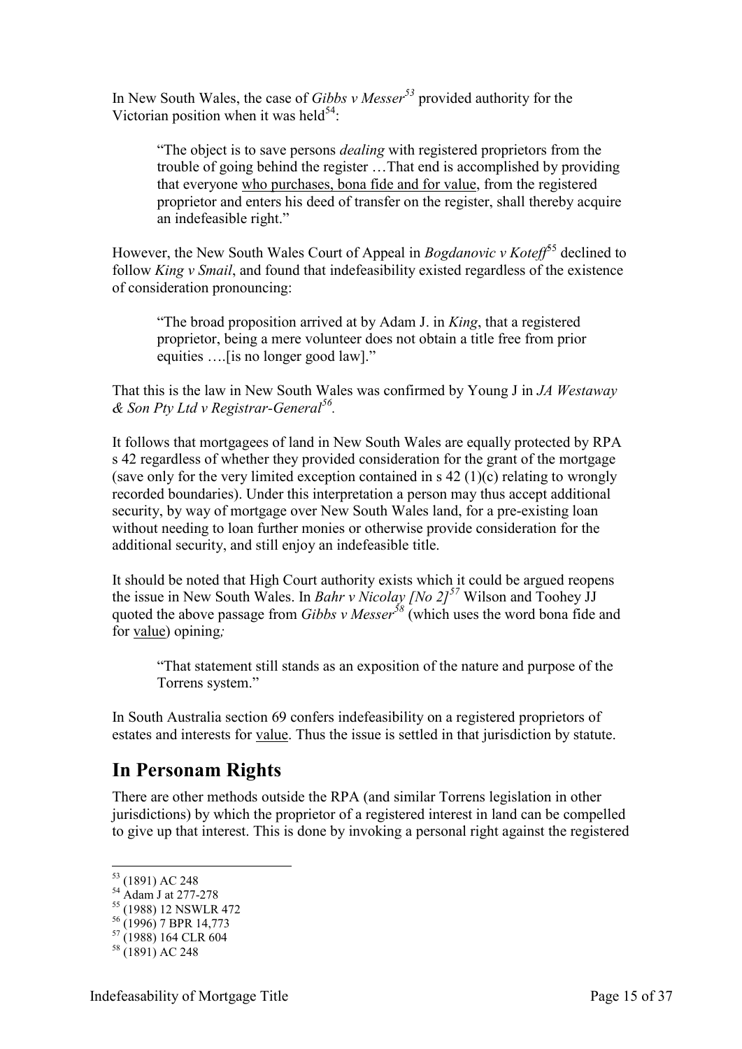In New South Wales, the case of *Gibbs v Messer*[53] provided authority for the Victorian position when it was held[54]:

> "The object is to save persons *dealing* with registered proprietors from the trouble of going behind the register …That end is accomplished by providing that everyone <u>who purchases, bona fide and for value</u>, from the registered proprietor and enters his deed of transfer on the register, shall thereby acquire an indefeasible right."

However, the New South Wales Court of Appeal in *Bogdanovic v Koteff*[55] declined to follow *King v Smail*, and found that indefeasibility existed regardless of the existence of consideration pronouncing:

> "The broad proposition arrived at by Adam J. in *King*, that a registered proprietor, being a mere volunteer does not obtain a title free from prior equities ….[is no longer good law]."

That this is the law in New South Wales was confirmed by Young J in *JA Westaway & Son Pty Ltd v Registrar-General*[56].

It follows that mortgagees of land in New South Wales are equally protected by RPA s 42 regardless of whether they provided consideration for the grant of the mortgage (save only for the very limited exception contained in s 42 (1)(c) relating to wrongly recorded boundaries). Under this interpretation a person may thus accept additional security, by way of mortgage over New South Wales land, for a pre-existing loan without needing to loan further monies or otherwise provide consideration for the additional security, and still enjoy an indefeasible title.

It should be noted that High Court authority exists which it could be argued reopens the issue in New South Wales. In *Bahr v Nicolay [No 2]*[57] Wilson and Toohey JJ quoted the above passage from *Gibbs v Messer*[58] (which uses the word bona fide and for <u>value</u>) opining*;*

> "That statement still stands as an exposition of the nature and purpose of the Torrens system."

In South Australia section 69 confers indefeasibility on a registered proprietors of estates and interests for <u>value</u>. Thus the issue is settled in that jurisdiction by statute.

## In Personam Rights

There are other methods outside the RPA (and similar Torrens legislation in other jurisdictions) by which the proprietor of a registered interest in land can be compelled to give up that interest. This is done by invoking a personal right against the registered

---

[53] (1891) AC 248

[54] Adam J at 277-278

[55] (1988) 12 NSWLR 472

[56] (1996) 7 BPR 14,773

[57] (1988) 164 CLR 604

[58] (1891) AC 248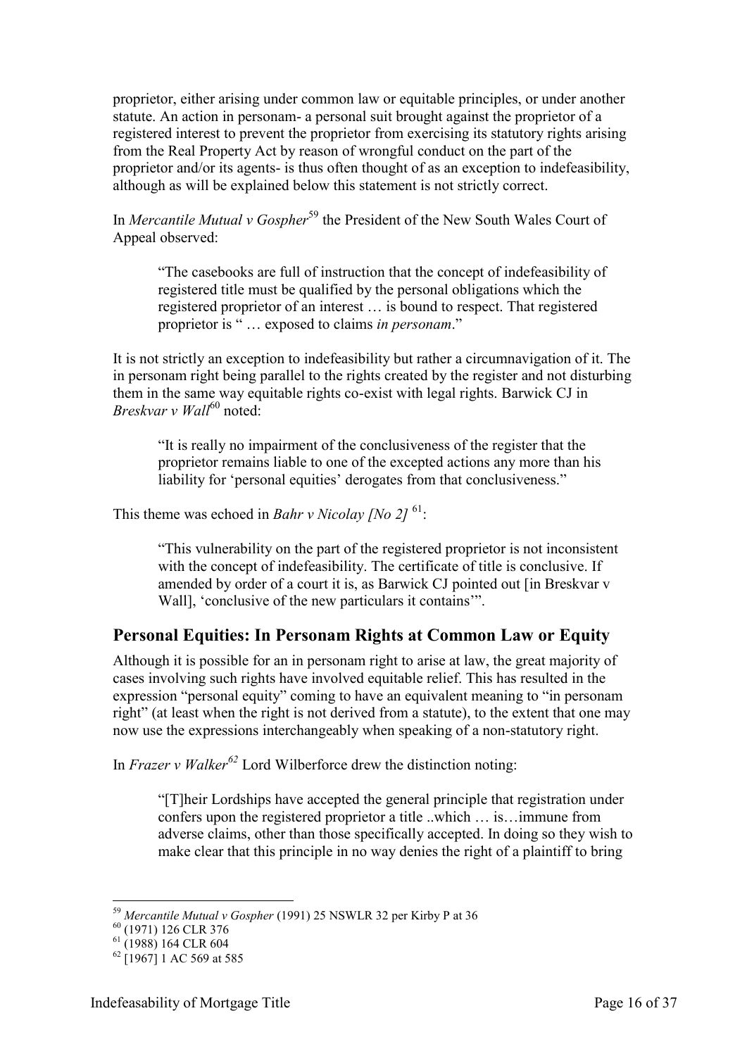proprietor, either arising under common law or equitable principles, or under another statute. An action in personam- a personal suit brought against the proprietor of a registered interest to prevent the proprietor from exercising its statutory rights arising from the Real Property Act by reason of wrongful conduct on the part of the proprietor and/or its agents- is thus often thought of as an exception to indefeasibility, although as will be explained below this statement is not strictly correct.

In *Mercantile Mutual v Gospher*[59] the President of the New South Wales Court of Appeal observed:

> "The casebooks are full of instruction that the concept of indefeasibility of registered title must be qualified by the personal obligations which the registered proprietor of an interest … is bound to respect. That registered proprietor is " … exposed to claims *in personam*."

It is not strictly an exception to indefeasibility but rather a circumnavigation of it. The in personam right being parallel to the rights created by the register and not disturbing them in the same way equitable rights co-exist with legal rights. Barwick CJ in *Breskvar v Wall*[60] noted:

> "It is really no impairment of the conclusiveness of the register that the proprietor remains liable to one of the excepted actions any more than his liability for 'personal equities' derogates from that conclusiveness."

This theme was echoed in *Bahr v Nicolay [No 2]* [61]:

> "This vulnerability on the part of the registered proprietor is not inconsistent with the concept of indefeasibility. The certificate of title is conclusive. If amended by order of a court it is, as Barwick CJ pointed out [in Breskvar v Wall], 'conclusive of the new particulars it contains'".

## Personal Equities: In Personam Rights at Common Law or Equity

Although it is possible for an in personam right to arise at law, the great majority of cases involving such rights have involved equitable relief. This has resulted in the expression "personal equity" coming to have an equivalent meaning to "in personam right" (at least when the right is not derived from a statute), to the extent that one may now use the expressions interchangeably when speaking of a non-statutory right.

In *Frazer v Walker*[62] Lord Wilberforce drew the distinction noting:

> "[T]heir Lordships have accepted the general principle that registration under confers upon the registered proprietor a title ..which … is…immune from adverse claims, other than those specifically accepted. In doing so they wish to make clear that this principle in no way denies the right of a plaintiff to bring

---

[59] *Mercantile Mutual v Gospher* (1991) 25 NSWLR 32 per Kirby P at 36

[60] (1971) 126 CLR 376

[61] (1988) 164 CLR 604

[62] [1967] 1 AC 569 at 585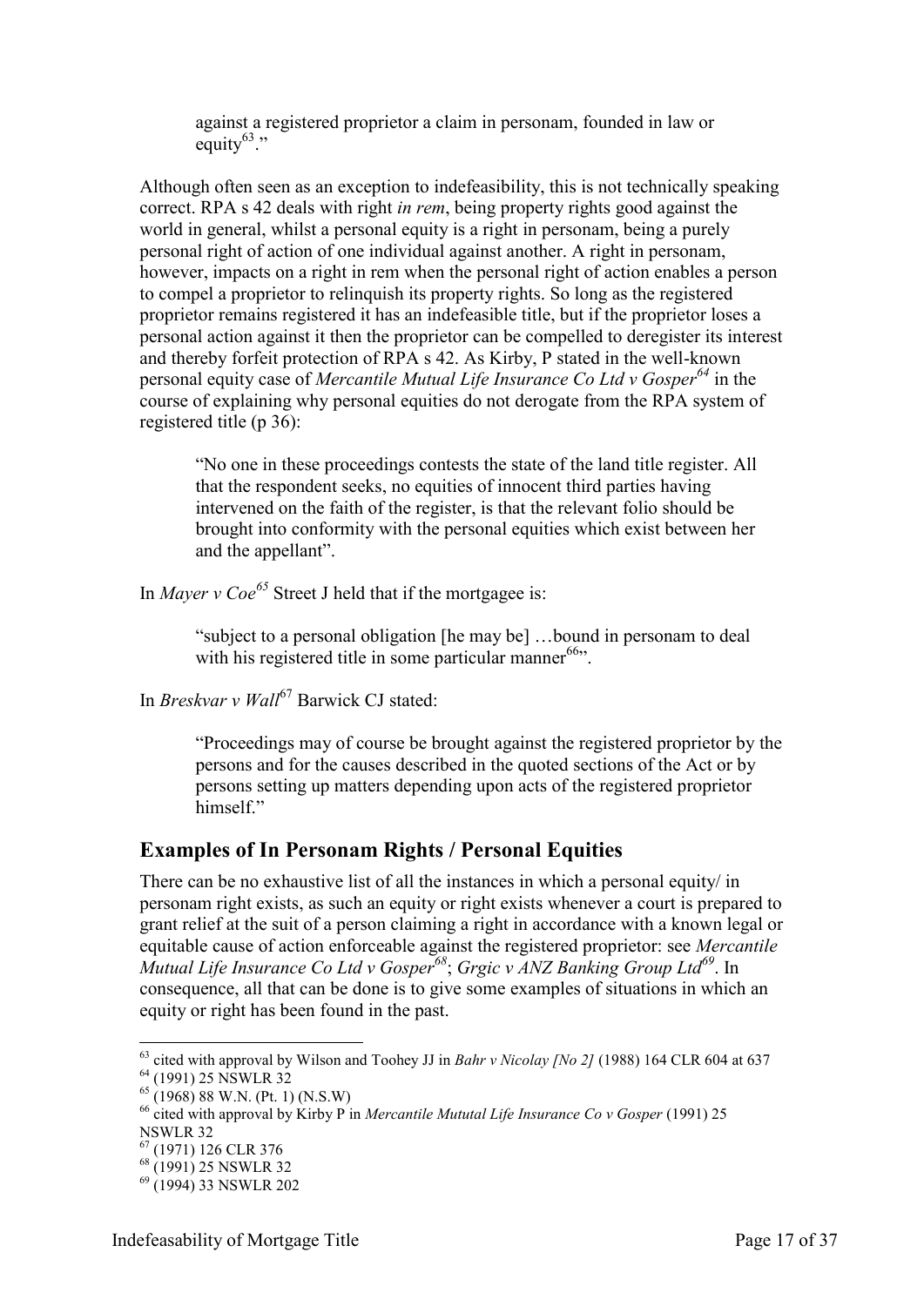against a registered proprietor a claim in personam, founded in law or equity[63]."

Although often seen as an exception to indefeasibility, this is not technically speaking correct. RPA s 42 deals with right *in rem*, being property rights good against the world in general, whilst a personal equity is a right in personam, being a purely personal right of action of one individual against another. A right in personam, however, impacts on a right in rem when the personal right of action enables a person to compel a proprietor to relinquish its property rights. So long as the registered proprietor remains registered it has an indefeasible title, but if the proprietor loses a personal action against it then the proprietor can be compelled to deregister its interest and thereby forfeit protection of RPA s 42. As Kirby, P stated in the well-known personal equity case of *Mercantile Mutual Life Insurance Co Ltd v Gosper*[64] in the course of explaining why personal equities do not derogate from the RPA system of registered title (p 36):

> "No one in these proceedings contests the state of the land title register. All that the respondent seeks, no equities of innocent third parties having intervened on the faith of the register, is that the relevant folio should be brought into conformity with the personal equities which exist between her and the appellant".

In *Mayer v Coe*[65] Street J held that if the mortgagee is:

> "subject to a personal obligation [he may be] …bound in personam to deal with his registered title in some particular manner[66]".

In *Breskvar v Wall*[67] Barwick CJ stated:

> "Proceedings may of course be brought against the registered proprietor by the persons and for the causes described in the quoted sections of the Act or by persons setting up matters depending upon acts of the registered proprietor himself."

## Examples of In Personam Rights / Personal Equities

There can be no exhaustive list of all the instances in which a personal equity/ in personam right exists, as such an equity or right exists whenever a court is prepared to grant relief at the suit of a person claiming a right in accordance with a known legal or equitable cause of action enforceable against the registered proprietor: see *Mercantile Mutual Life Insurance Co Ltd v Gosper*[68]; *Grgic v ANZ Banking Group Ltd*[69]. In consequence, all that can be done is to give some examples of situations in which an equity or right has been found in the past.

---

[63] cited with approval by Wilson and Toohey JJ in *Bahr v Nicolay [No 2]* (1988) 164 CLR 604 at 637

[64] (1991) 25 NSWLR 32

[65] (1968) 88 W.N. (Pt. 1) (N.S.W)

[66] cited with approval by Kirby P in *Mercantile Mututal Life Insurance Co v Gosper* (1991) 25 NSWLR 32

[67] (1971) 126 CLR 376

[68] (1991) 25 NSWLR 32

[69] (1994) 33 NSWLR 202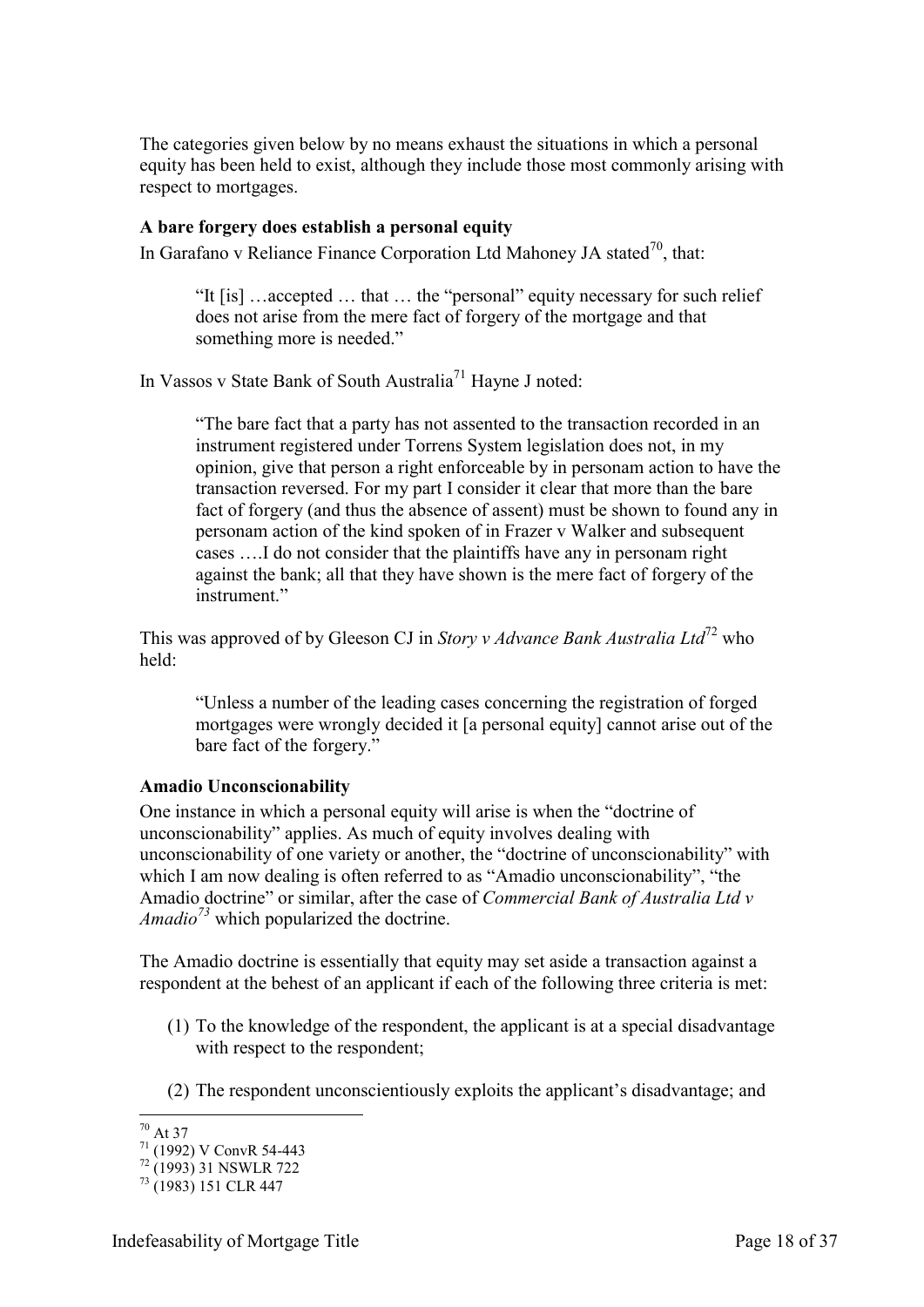The categories given below by no means exhaust the situations in which a personal equity has been held to exist, although they include those most commonly arising with respect to mortgages.

**A bare forgery does establish a personal equity**

In Garafano v Reliance Finance Corporation Ltd Mahoney JA stated[70], that:

> "It [is] …accepted … that … the "personal" equity necessary for such relief does not arise from the mere fact of forgery of the mortgage and that something more is needed."

In Vassos v State Bank of South Australia[71] Hayne J noted:

> "The bare fact that a party has not assented to the transaction recorded in an instrument registered under Torrens System legislation does not, in my opinion, give that person a right enforceable by in personam action to have the transaction reversed. For my part I consider it clear that more than the bare fact of forgery (and thus the absence of assent) must be shown to found any in personam action of the kind spoken of in Frazer v Walker and subsequent cases ….I do not consider that the plaintiffs have any in personam right against the bank; all that they have shown is the mere fact of forgery of the instrument."

This was approved of by Gleeson CJ in *Story v Advance Bank Australia Ltd*[72] who held:

> "Unless a number of the leading cases concerning the registration of forged mortgages were wrongly decided it [a personal equity] cannot arise out of the bare fact of the forgery."

**Amadio Unconscionability**

One instance in which a personal equity will arise is when the "doctrine of unconscionability" applies. As much of equity involves dealing with unconscionability of one variety or another, the "doctrine of unconscionability" with which I am now dealing is often referred to as "Amadio unconscionability", "the Amadio doctrine" or similar, after the case of *Commercial Bank of Australia Ltd v Amadio*[73] which popularized the doctrine.

The Amadio doctrine is essentially that equity may set aside a transaction against a respondent at the behest of an applicant if each of the following three criteria is met:

(1) To the knowledge of the respondent, the applicant is at a special disadvantage with respect to the respondent;

(2) The respondent unconscientiously exploits the applicant's disadvantage; and

---

[70] At 37

[71] (1992) V ConvR 54-443

[72] (1993) 31 NSWLR 722

[73] (1983) 151 CLR 447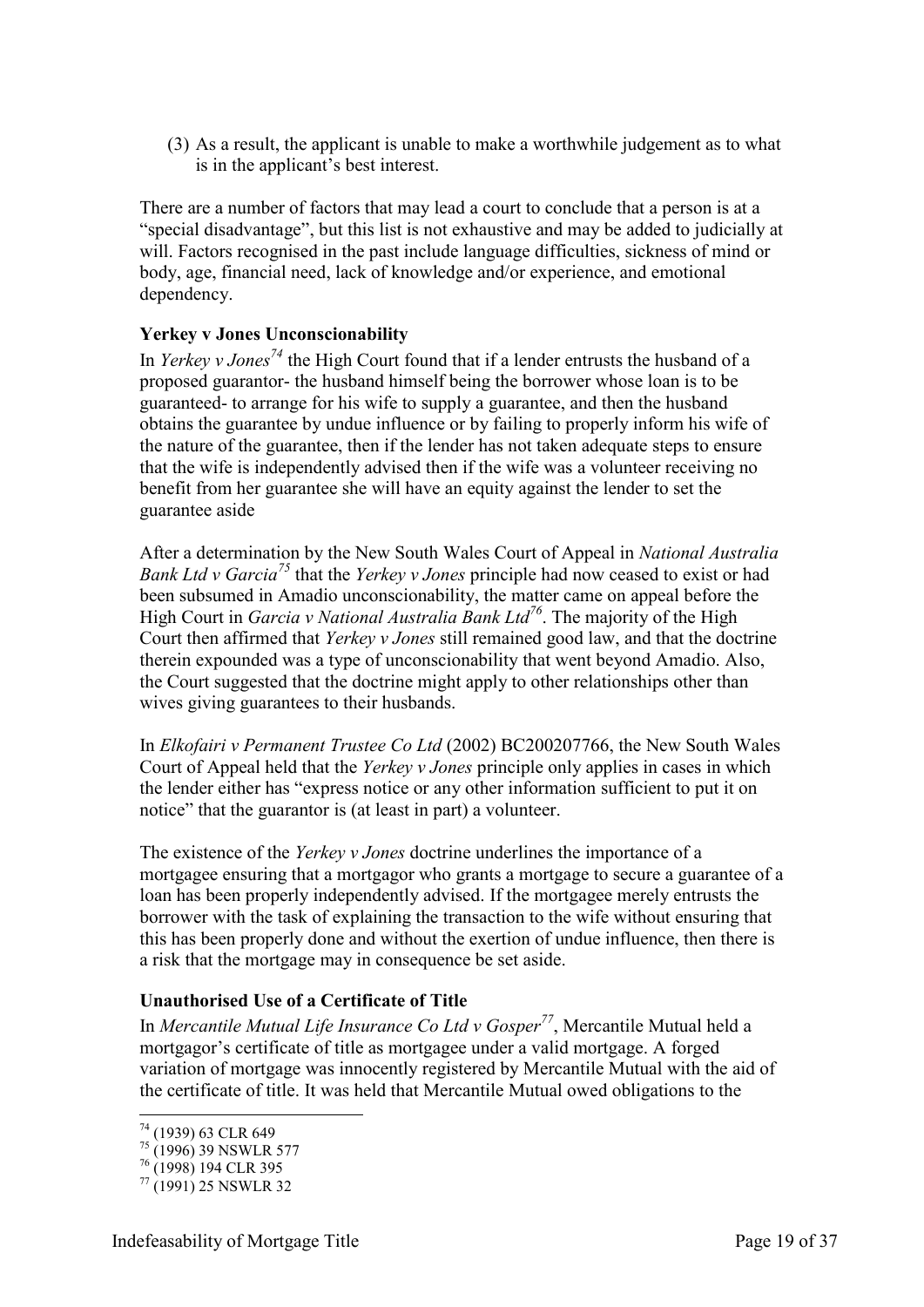(3) As a result, the applicant is unable to make a worthwhile judgement as to what is in the applicant's best interest.

There are a number of factors that may lead a court to conclude that a person is at a "special disadvantage", but this list is not exhaustive and may be added to judicially at will. Factors recognised in the past include language difficulties, sickness of mind or body, age, financial need, lack of knowledge and/or experience, and emotional dependency.

**Yerkey v Jones Unconscionability**

In *Yerkey v Jones*[74] the High Court found that if a lender entrusts the husband of a proposed guarantor- the husband himself being the borrower whose loan is to be guaranteed- to arrange for his wife to supply a guarantee, and then the husband obtains the guarantee by undue influence or by failing to properly inform his wife of the nature of the guarantee, then if the lender has not taken adequate steps to ensure that the wife is independently advised then if the wife was a volunteer receiving no benefit from her guarantee she will have an equity against the lender to set the guarantee aside

After a determination by the New South Wales Court of Appeal in *National Australia Bank Ltd v Garcia*[75] that the *Yerkey v Jones* principle had now ceased to exist or had been subsumed in Amadio unconscionability, the matter came on appeal before the High Court in *Garcia v National Australia Bank Ltd*[76]. The majority of the High Court then affirmed that *Yerkey v Jones* still remained good law, and that the doctrine therein expounded was a type of unconscionability that went beyond Amadio. Also, the Court suggested that the doctrine might apply to other relationships other than wives giving guarantees to their husbands.

In *Elkofairi v Permanent Trustee Co Ltd* (2002) BC200207766, the New South Wales Court of Appeal held that the *Yerkey v Jones* principle only applies in cases in which the lender either has "express notice or any other information sufficient to put it on notice" that the guarantor is (at least in part) a volunteer.

The existence of the *Yerkey v Jones* doctrine underlines the importance of a mortgagee ensuring that a mortgagor who grants a mortgage to secure a guarantee of a loan has been properly independently advised. If the mortgagee merely entrusts the borrower with the task of explaining the transaction to the wife without ensuring that this has been properly done and without the exertion of undue influence, then there is a risk that the mortgage may in consequence be set aside.

**Unauthorised Use of a Certificate of Title**

In *Mercantile Mutual Life Insurance Co Ltd v Gosper*[77], Mercantile Mutual held a mortgagor's certificate of title as mortgagee under a valid mortgage. A forged variation of mortgage was innocently registered by Mercantile Mutual with the aid of the certificate of title. It was held that Mercantile Mutual owed obligations to the

[74] (1939) 63 CLR 649

[75] (1996) 39 NSWLR 577

[76] (1998) 194 CLR 395

[77] (1991) 25 NSWLR 32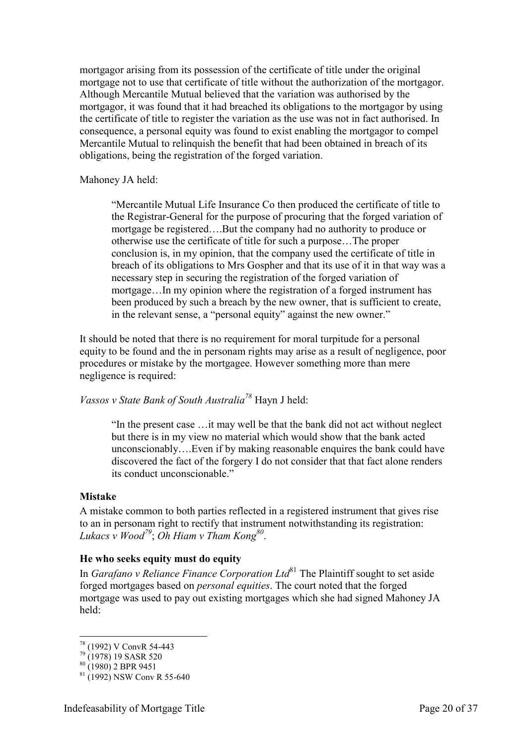mortgagor arising from its possession of the certificate of title under the original mortgage not to use that certificate of title without the authorization of the mortgagor. Although Mercantile Mutual believed that the variation was authorised by the mortgagor, it was found that it had breached its obligations to the mortgagor by using the certificate of title to register the variation as the use was not in fact authorised. In consequence, a personal equity was found to exist enabling the mortgagor to compel Mercantile Mutual to relinquish the benefit that had been obtained in breach of its obligations, being the registration of the forged variation.

Mahoney JA held:

> "Mercantile Mutual Life Insurance Co then produced the certificate of title to the Registrar-General for the purpose of procuring that the forged variation of mortgage be registered….But the company had no authority to produce or otherwise use the certificate of title for such a purpose…The proper conclusion is, in my opinion, that the company used the certificate of title in breach of its obligations to Mrs Gospher and that its use of it in that way was a necessary step in securing the registration of the forged variation of mortgage…In my opinion where the registration of a forged instrument has been produced by such a breach by the new owner, that is sufficient to create, in the relevant sense, a "personal equity" against the new owner."

It should be noted that there is no requirement for moral turpitude for a personal equity to be found and the in personam rights may arise as a result of negligence, poor procedures or mistake by the mortgagee. However something more than mere negligence is required:

*Vassos v State Bank of South Australia*[78] Hayn J held:

> "In the present case …it may well be that the bank did not act without neglect but there is in my view no material which would show that the bank acted unconscionably….Even if by making reasonable enquires the bank could have discovered the fact of the forgery I do not consider that that fact alone renders its conduct unconscionable."

**Mistake**

A mistake common to both parties reflected in a registered instrument that gives rise to an in personam right to rectify that instrument notwithstanding its registration: *Lukacs v Wood*[79]; *Oh Hiam v Tham Kong*[80].

**He who seeks equity must do equity**

In *Garafano v Reliance Finance Corporation Ltd*[81] The Plaintiff sought to set aside forged mortgages based on *personal equities*. The court noted that the forged mortgage was used to pay out existing mortgages which she had signed Mahoney JA held:

---

[78] (1992) V ConvR 54-443

[79] (1978) 19 SASR 520

[80] (1980) 2 BPR 9451

[81] (1992) NSW Conv R 55-640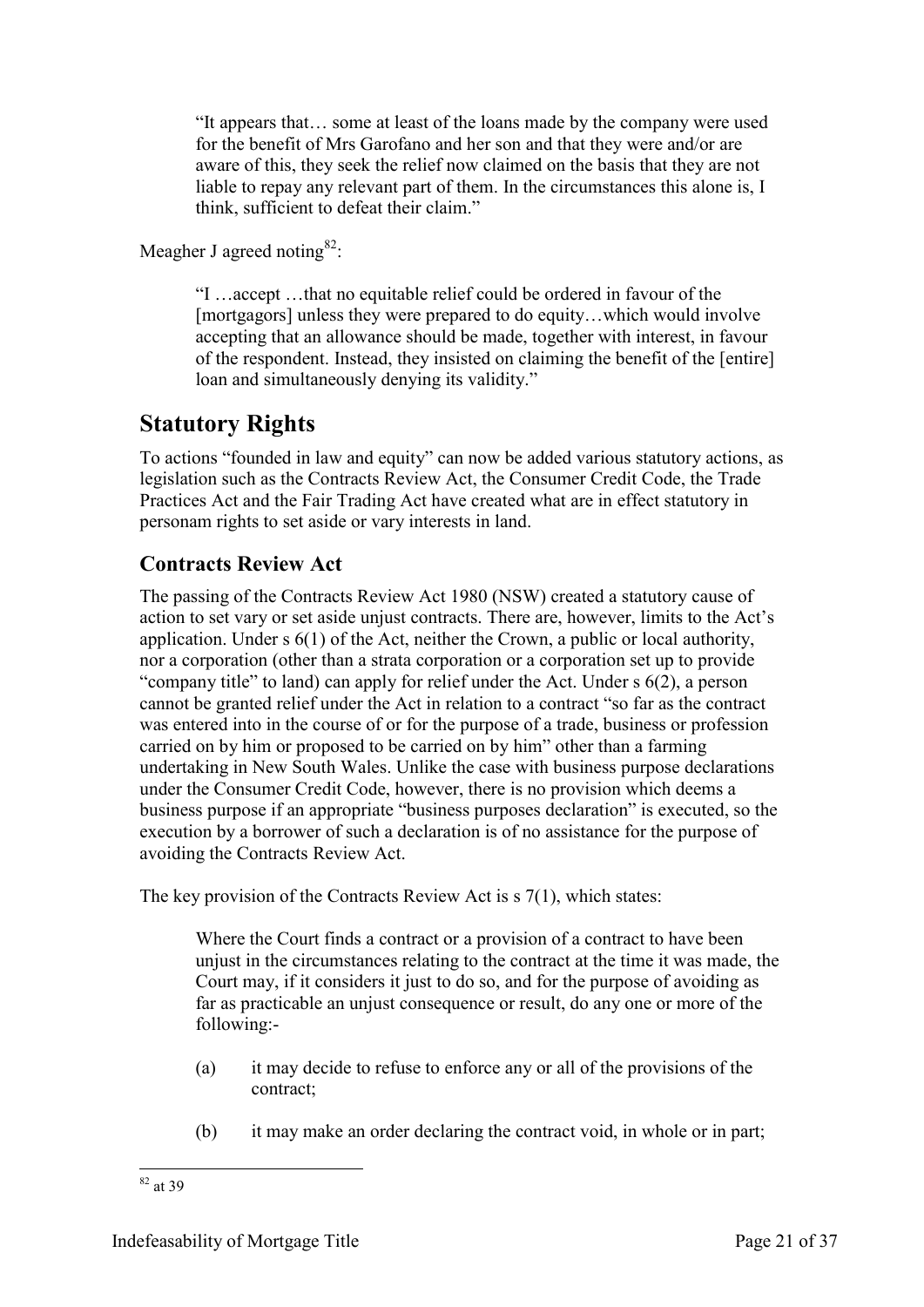> "It appears that… some at least of the loans made by the company were used for the benefit of Mrs Garofano and her son and that they were and/or are aware of this, they seek the relief now claimed on the basis that they are not liable to repay any relevant part of them. In the circumstances this alone is, I think, sufficient to defeat their claim."

Meagher J agreed noting[82]:

> "I …accept …that no equitable relief could be ordered in favour of the [mortgagors] unless they were prepared to do equity…which would involve accepting that an allowance should be made, together with interest, in favour of the respondent. Instead, they insisted on claiming the benefit of the [entire] loan and simultaneously denying its validity."

## Statutory Rights

To actions "founded in law and equity" can now be added various statutory actions, as legislation such as the Contracts Review Act, the Consumer Credit Code, the Trade Practices Act and the Fair Trading Act have created what are in effect statutory in personam rights to set aside or vary interests in land.

### Contracts Review Act

The passing of the Contracts Review Act 1980 (NSW) created a statutory cause of action to set vary or set aside unjust contracts. There are, however, limits to the Act's application. Under s 6(1) of the Act, neither the Crown, a public or local authority, nor a corporation (other than a strata corporation or a corporation set up to provide "company title" to land) can apply for relief under the Act. Under s 6(2), a person cannot be granted relief under the Act in relation to a contract "so far as the contract was entered into in the course of or for the purpose of a trade, business or profession carried on by him or proposed to be carried on by him" other than a farming undertaking in New South Wales. Unlike the case with business purpose declarations under the Consumer Credit Code, however, there is no provision which deems a business purpose if an appropriate "business purposes declaration" is executed, so the execution by a borrower of such a declaration is of no assistance for the purpose of avoiding the Contracts Review Act.

The key provision of the Contracts Review Act is s 7(1), which states:

> Where the Court finds a contract or a provision of a contract to have been unjust in the circumstances relating to the contract at the time it was made, the Court may, if it considers it just to do so, and for the purpose of avoiding as far as practicable an unjust consequence or result, do any one or more of the following:-
>
> (a) it may decide to refuse to enforce any or all of the provisions of the contract;
>
> (b) it may make an order declaring the contract void, in whole or in part;

[82] at 39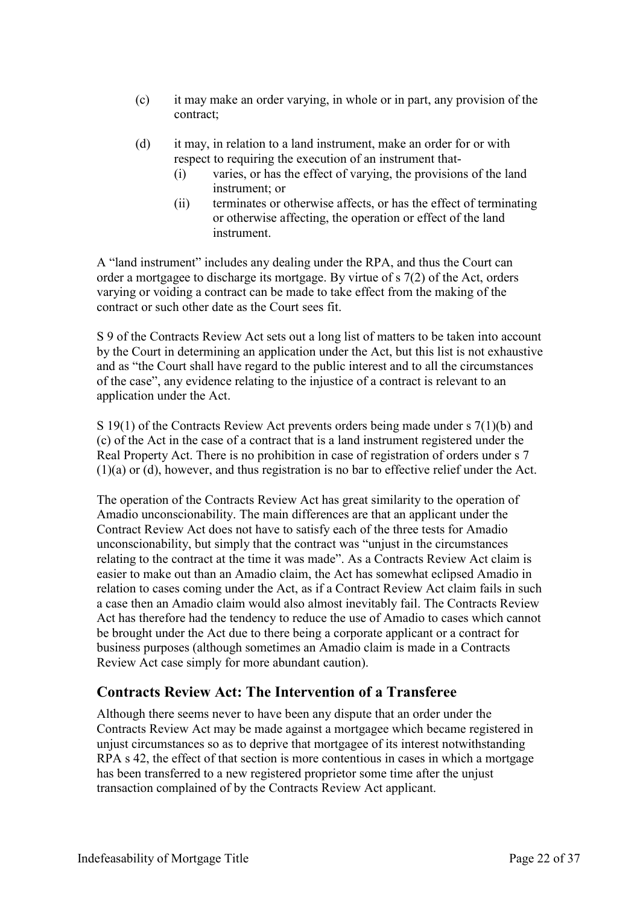(c) it may make an order varying, in whole or in part, any provision of the contract;

(d) it may, in relation to a land instrument, make an order for or with respect to requiring the execution of an instrument that-
   (i) varies, or has the effect of varying, the provisions of the land instrument; or
   (ii) terminates or otherwise affects, or has the effect of terminating or otherwise affecting, the operation or effect of the land instrument.

A "land instrument" includes any dealing under the RPA, and thus the Court can order a mortgagee to discharge its mortgage. By virtue of s 7(2) of the Act, orders varying or voiding a contract can be made to take effect from the making of the contract or such other date as the Court sees fit.

S 9 of the Contracts Review Act sets out a long list of matters to be taken into account by the Court in determining an application under the Act, but this list is not exhaustive and as "the Court shall have regard to the public interest and to all the circumstances of the case", any evidence relating to the injustice of a contract is relevant to an application under the Act.

S 19(1) of the Contracts Review Act prevents orders being made under s 7(1)(b) and (c) of the Act in the case of a contract that is a land instrument registered under the Real Property Act. There is no prohibition in case of registration of orders under s 7 (1)(a) or (d), however, and thus registration is no bar to effective relief under the Act.

The operation of the Contracts Review Act has great similarity to the operation of Amadio unconscionability. The main differences are that an applicant under the Contract Review Act does not have to satisfy each of the three tests for Amadio unconscionability, but simply that the contract was "unjust in the circumstances relating to the contract at the time it was made". As a Contracts Review Act claim is easier to make out than an Amadio claim, the Act has somewhat eclipsed Amadio in relation to cases coming under the Act, as if a Contract Review Act claim fails in such a case then an Amadio claim would also almost inevitably fail. The Contracts Review Act has therefore had the tendency to reduce the use of Amadio to cases which cannot be brought under the Act due to there being a corporate applicant or a contract for business purposes (although sometimes an Amadio claim is made in a Contracts Review Act case simply for more abundant caution).

## Contracts Review Act: The Intervention of a Transferee

Although there seems never to have been any dispute that an order under the Contracts Review Act may be made against a mortgagee which became registered in unjust circumstances so as to deprive that mortgagee of its interest notwithstanding RPA s 42, the effect of that section is more contentious in cases in which a mortgage has been transferred to a new registered proprietor some time after the unjust transaction complained of by the Contracts Review Act applicant.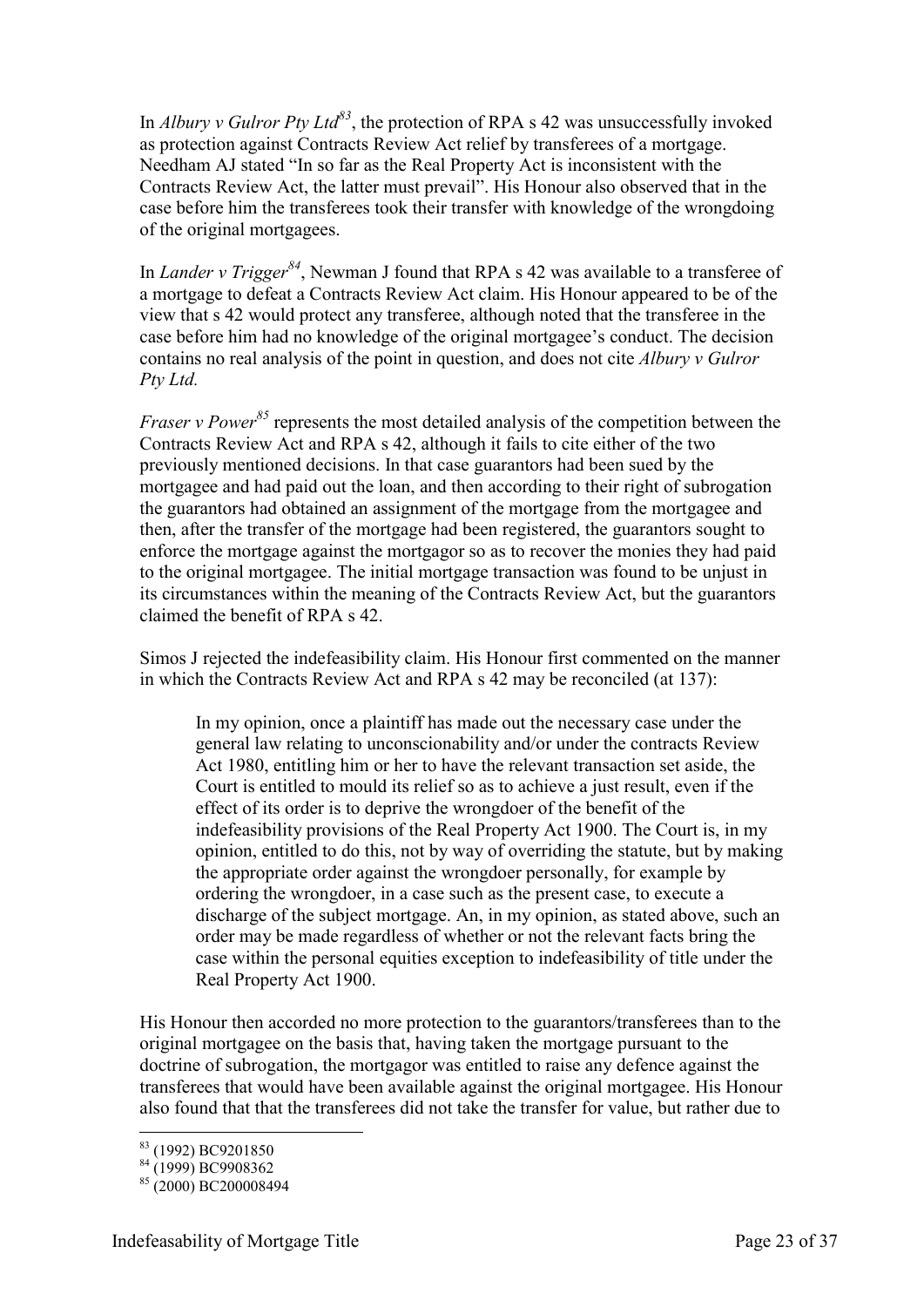In *Albury v Gulror Pty Ltd*[83], the protection of RPA s 42 was unsuccessfully invoked as protection against Contracts Review Act relief by transferees of a mortgage. Needham AJ stated "In so far as the Real Property Act is inconsistent with the Contracts Review Act, the latter must prevail". His Honour also observed that in the case before him the transferees took their transfer with knowledge of the wrongdoing of the original mortgagees.

In *Lander v Trigger*[84], Newman J found that RPA s 42 was available to a transferee of a mortgage to defeat a Contracts Review Act claim. His Honour appeared to be of the view that s 42 would protect any transferee, although noted that the transferee in the case before him had no knowledge of the original mortgagee's conduct. The decision contains no real analysis of the point in question, and does not cite *Albury v Gulror Pty Ltd.*

*Fraser v Power*[85] represents the most detailed analysis of the competition between the Contracts Review Act and RPA s 42, although it fails to cite either of the two previously mentioned decisions. In that case guarantors had been sued by the mortgagee and had paid out the loan, and then according to their right of subrogation the guarantors had obtained an assignment of the mortgage from the mortgagee and then, after the transfer of the mortgage had been registered, the guarantors sought to enforce the mortgage against the mortgagor so as to recover the monies they had paid to the original mortgagee. The initial mortgage transaction was found to be unjust in its circumstances within the meaning of the Contracts Review Act, but the guarantors claimed the benefit of RPA s 42.

Simos J rejected the indefeasibility claim. His Honour first commented on the manner in which the Contracts Review Act and RPA s 42 may be reconciled (at 137):

> In my opinion, once a plaintiff has made out the necessary case under the general law relating to unconscionability and/or under the contracts Review Act 1980, entitling him or her to have the relevant transaction set aside, the Court is entitled to mould its relief so as to achieve a just result, even if the effect of its order is to deprive the wrongdoer of the benefit of the indefeasibility provisions of the Real Property Act 1900. The Court is, in my opinion, entitled to do this, not by way of overriding the statute, but by making the appropriate order against the wrongdoer personally, for example by ordering the wrongdoer, in a case such as the present case, to execute a discharge of the subject mortgage. An, in my opinion, as stated above, such an order may be made regardless of whether or not the relevant facts bring the case within the personal equities exception to indefeasibility of title under the Real Property Act 1900.

His Honour then accorded no more protection to the guarantors/transferees than to the original mortgagee on the basis that, having taken the mortgage pursuant to the doctrine of subrogation, the mortgagor was entitled to raise any defence against the transferees that would have been available against the original mortgagee. His Honour also found that that the transferees did not take the transfer for value, but rather due to

[83] (1992) BC9201850

[84] (1999) BC9908362

[85] (2000) BC200008494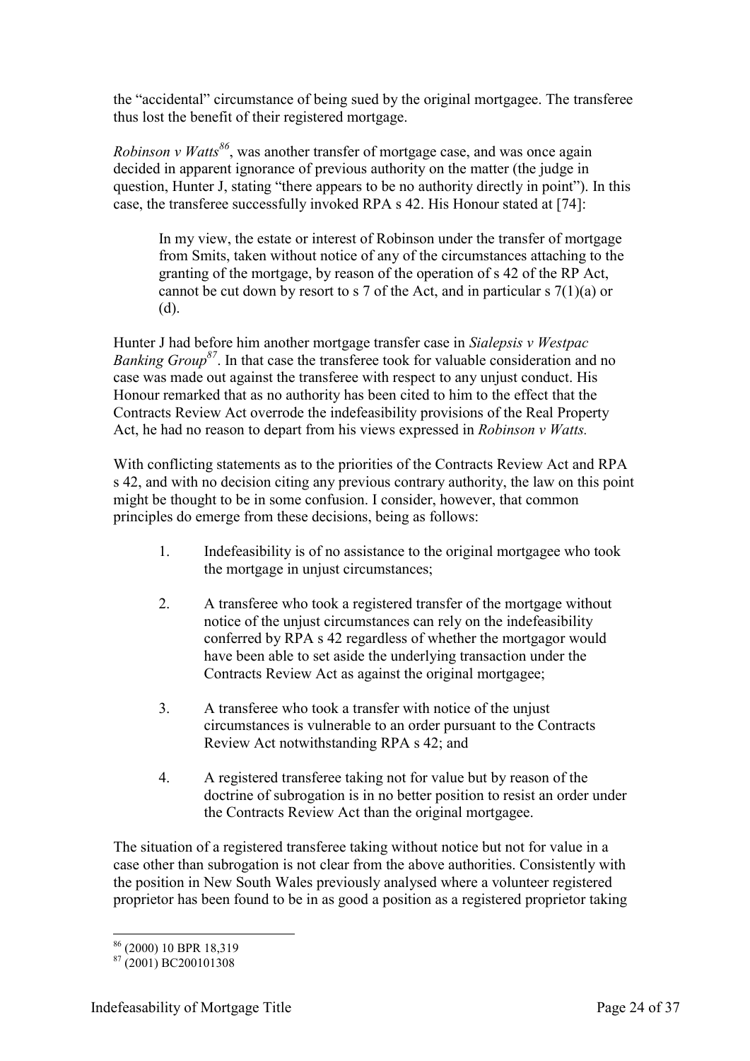the "accidental" circumstance of being sued by the original mortgagee. The transferee thus lost the benefit of their registered mortgage.

*Robinson v Watts*[86], was another transfer of mortgage case, and was once again decided in apparent ignorance of previous authority on the matter (the judge in question, Hunter J, stating "there appears to be no authority directly in point"). In this case, the transferee successfully invoked RPA s 42. His Honour stated at [74]:

> In my view, the estate or interest of Robinson under the transfer of mortgage from Smits, taken without notice of any of the circumstances attaching to the granting of the mortgage, by reason of the operation of s 42 of the RP Act, cannot be cut down by resort to s 7 of the Act, and in particular s 7(1)(a) or (d).

Hunter J had before him another mortgage transfer case in *Sialepsis v Westpac Banking Group*[87]. In that case the transferee took for valuable consideration and no case was made out against the transferee with respect to any unjust conduct. His Honour remarked that as no authority has been cited to him to the effect that the Contracts Review Act overrode the indefeasibility provisions of the Real Property Act, he had no reason to depart from his views expressed in *Robinson v Watts.*

With conflicting statements as to the priorities of the Contracts Review Act and RPA s 42, and with no decision citing any previous contrary authority, the law on this point might be thought to be in some confusion. I consider, however, that common principles do emerge from these decisions, being as follows:

1. Indefeasibility is of no assistance to the original mortgagee who took the mortgage in unjust circumstances;

2. A transferee who took a registered transfer of the mortgage without notice of the unjust circumstances can rely on the indefeasibility conferred by RPA s 42 regardless of whether the mortgagor would have been able to set aside the underlying transaction under the Contracts Review Act as against the original mortgagee;

3. A transferee who took a transfer with notice of the unjust circumstances is vulnerable to an order pursuant to the Contracts Review Act notwithstanding RPA s 42; and

4. A registered transferee taking not for value but by reason of the doctrine of subrogation is in no better position to resist an order under the Contracts Review Act than the original mortgagee.

The situation of a registered transferee taking without notice but not for value in a case other than subrogation is not clear from the above authorities. Consistently with the position in New South Wales previously analysed where a volunteer registered proprietor has been found to be in as good a position as a registered proprietor taking

---

[86] (2000) 10 BPR 18,319

[87] (2001) BC200101308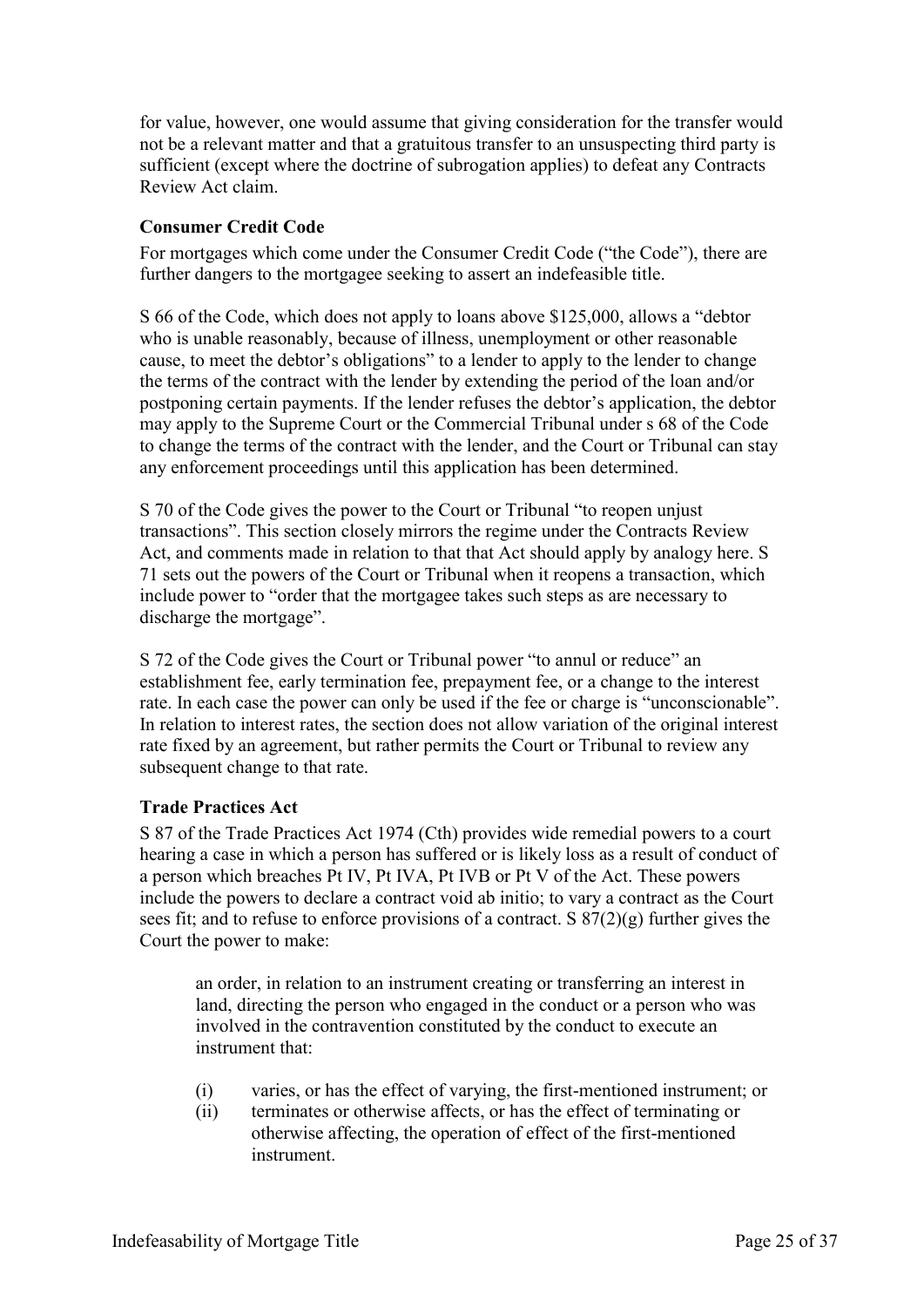for value, however, one would assume that giving consideration for the transfer would not be a relevant matter and that a gratuitous transfer to an unsuspecting third party is sufficient (except where the doctrine of subrogation applies) to defeat any Contracts Review Act claim.

### Consumer Credit Code

For mortgages which come under the Consumer Credit Code ("the Code"), there are further dangers to the mortgagee seeking to assert an indefeasible title.

S 66 of the Code, which does not apply to loans above $125,000, allows a "debtor who is unable reasonably, because of illness, unemployment or other reasonable cause, to meet the debtor's obligations" to a lender to apply to the lender to change the terms of the contract with the lender by extending the period of the loan and/or postponing certain payments. If the lender refuses the debtor's application, the debtor may apply to the Supreme Court or the Commercial Tribunal under s 68 of the Code to change the terms of the contract with the lender, and the Court or Tribunal can stay any enforcement proceedings until this application has been determined.

S 70 of the Code gives the power to the Court or Tribunal "to reopen unjust transactions". This section closely mirrors the regime under the Contracts Review Act, and comments made in relation to that that Act should apply by analogy here. S 71 sets out the powers of the Court or Tribunal when it reopens a transaction, which include power to "order that the mortgagee takes such steps as are necessary to discharge the mortgage".

S 72 of the Code gives the Court or Tribunal power "to annul or reduce" an establishment fee, early termination fee, prepayment fee, or a change to the interest rate. In each case the power can only be used if the fee or charge is "unconscionable". In relation to interest rates, the section does not allow variation of the original interest rate fixed by an agreement, but rather permits the Court or Tribunal to review any subsequent change to that rate.

### Trade Practices Act

S 87 of the Trade Practices Act 1974 (Cth) provides wide remedial powers to a court hearing a case in which a person has suffered or is likely loss as a result of conduct of a person which breaches Pt IV, Pt IVA, Pt IVB or Pt V of the Act. These powers include the powers to declare a contract void ab initio; to vary a contract as the Court sees fit; and to refuse to enforce provisions of a contract. S 87(2)(g) further gives the Court the power to make:

> an order, in relation to an instrument creating or transferring an interest in land, directing the person who engaged in the conduct or a person who was involved in the contravention constituted by the conduct to execute an instrument that:
>
> (i) varies, or has the effect of varying, the first-mentioned instrument; or
>
> (ii) terminates or otherwise affects, or has the effect of terminating or otherwise affecting, the operation of effect of the first-mentioned instrument.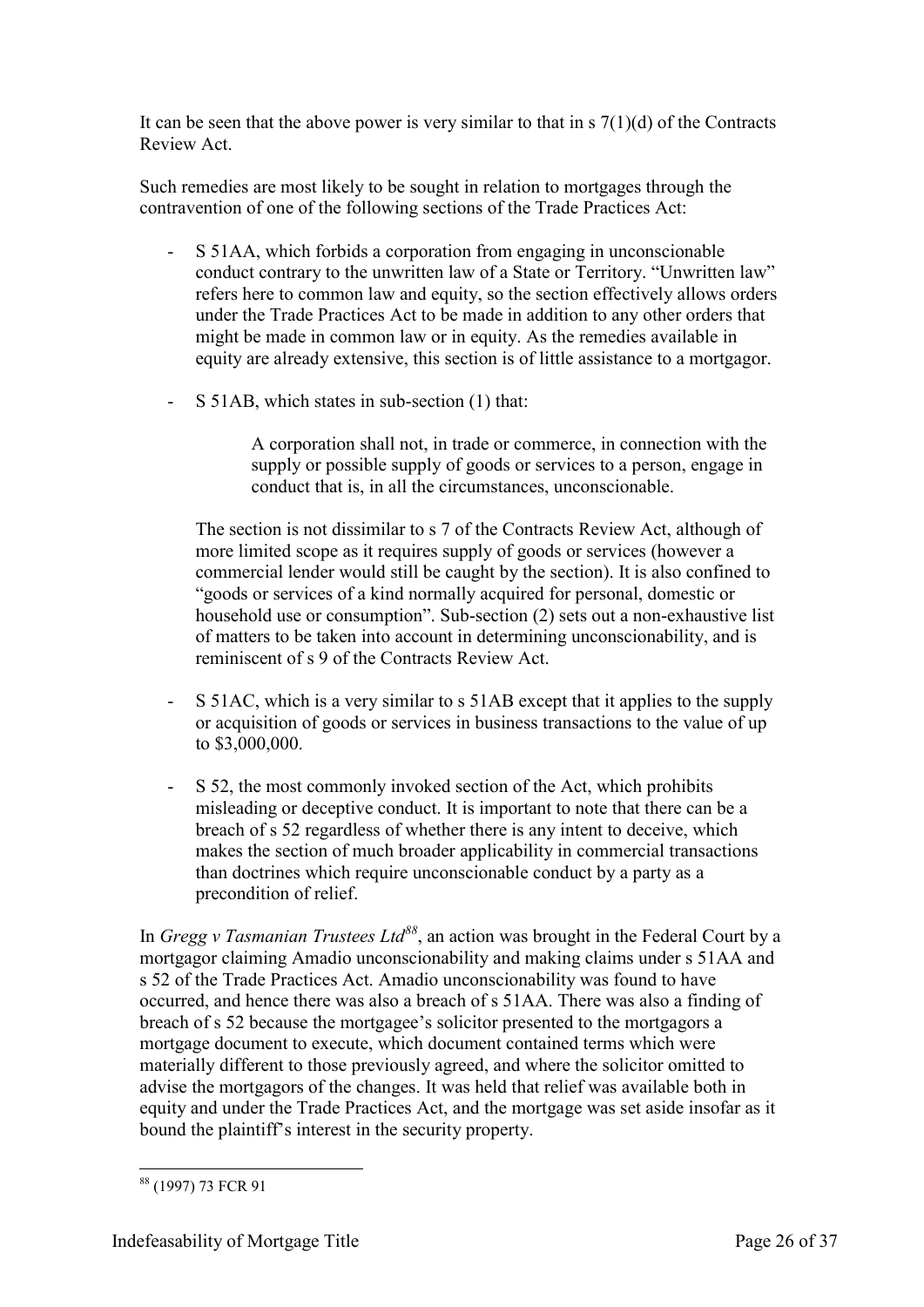It can be seen that the above power is very similar to that in s 7(1)(d) of the Contracts Review Act.

Such remedies are most likely to be sought in relation to mortgages through the contravention of one of the following sections of the Trade Practices Act:

- S 51AA, which forbids a corporation from engaging in unconscionable conduct contrary to the unwritten law of a State or Territory. "Unwritten law" refers here to common law and equity, so the section effectively allows orders under the Trade Practices Act to be made in addition to any other orders that might be made in common law or in equity. As the remedies available in equity are already extensive, this section is of little assistance to a mortgagor.

- S 51AB, which states in sub-section (1) that:

  > A corporation shall not, in trade or commerce, in connection with the supply or possible supply of goods or services to a person, engage in conduct that is, in all the circumstances, unconscionable.

  The section is not dissimilar to s 7 of the Contracts Review Act, although of more limited scope as it requires supply of goods or services (however a commercial lender would still be caught by the section). It is also confined to "goods or services of a kind normally acquired for personal, domestic or household use or consumption". Sub-section (2) sets out a non-exhaustive list of matters to be taken into account in determining unconscionability, and is reminiscent of s 9 of the Contracts Review Act.

- S 51AC, which is a very similar to s 51AB except that it applies to the supply or acquisition of goods or services in business transactions to the value of up to $3,000,000.

- S 52, the most commonly invoked section of the Act, which prohibits misleading or deceptive conduct. It is important to note that there can be a breach of s 52 regardless of whether there is any intent to deceive, which makes the section of much broader applicability in commercial transactions than doctrines which require unconscionable conduct by a party as a precondition of relief.

In *Gregg v Tasmanian Trustees Ltd*[88], an action was brought in the Federal Court by a mortgagor claiming Amadio unconscionability and making claims under s 51AA and s 52 of the Trade Practices Act. Amadio unconscionability was found to have occurred, and hence there was also a breach of s 51AA. There was also a finding of breach of s 52 because the mortgagee's solicitor presented to the mortgagors a mortgage document to execute, which document contained terms which were materially different to those previously agreed, and where the solicitor omitted to advise the mortgagors of the changes. It was held that relief was available both in equity and under the Trade Practices Act, and the mortgage was set aside insofar as it bound the plaintiff's interest in the security property.

---

[88] (1997) 73 FCR 91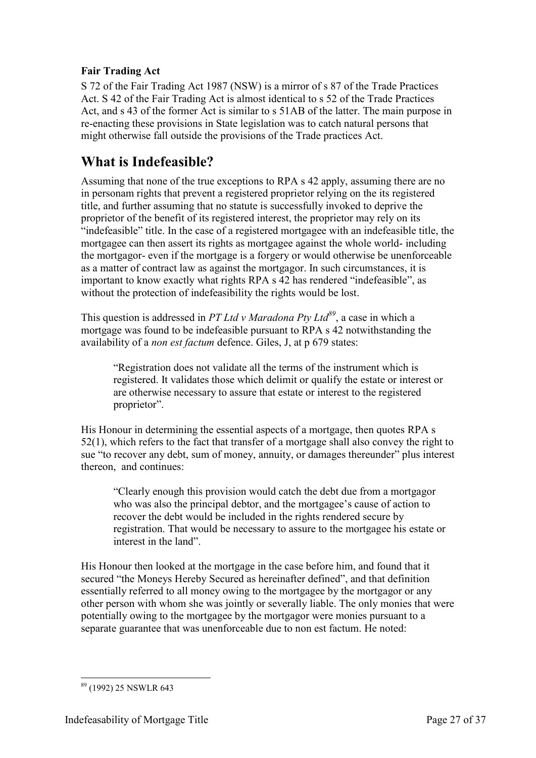**Fair Trading Act**

S 72 of the Fair Trading Act 1987 (NSW) is a mirror of s 87 of the Trade Practices Act. S 42 of the Fair Trading Act is almost identical to s 52 of the Trade Practices Act, and s 43 of the former Act is similar to s 51AB of the latter. The main purpose in re-enacting these provisions in State legislation was to catch natural persons that might otherwise fall outside the provisions of the Trade practices Act.

## What is Indefeasible?

Assuming that none of the true exceptions to RPA s 42 apply, assuming there are no in personam rights that prevent a registered proprietor relying on the its registered title, and further assuming that no statute is successfully invoked to deprive the proprietor of the benefit of its registered interest, the proprietor may rely on its "indefeasible" title. In the case of a registered mortgagee with an indefeasible title, the mortgagee can then assert its rights as mortgagee against the whole world- including the mortgagor- even if the mortgage is a forgery or would otherwise be unenforceable as a matter of contract law as against the mortgagor. In such circumstances, it is important to know exactly what rights RPA s 42 has rendered "indefeasible", as without the protection of indefeasibility the rights would be lost.

This question is addressed in *PT Ltd v Maradona Pty Ltd*[89], a case in which a mortgage was found to be indefeasible pursuant to RPA s 42 notwithstanding the availability of a *non est factum* defence. Giles, J, at p 679 states:

> "Registration does not validate all the terms of the instrument which is registered. It validates those which delimit or qualify the estate or interest or are otherwise necessary to assure that estate or interest to the registered proprietor".

His Honour in determining the essential aspects of a mortgage, then quotes RPA s 52(1), which refers to the fact that transfer of a mortgage shall also convey the right to sue "to recover any debt, sum of money, annuity, or damages thereunder" plus interest thereon, and continues:

> "Clearly enough this provision would catch the debt due from a mortgagor who was also the principal debtor, and the mortgagee's cause of action to recover the debt would be included in the rights rendered secure by registration. That would be necessary to assure to the mortgagee his estate or interest in the land".

His Honour then looked at the mortgage in the case before him, and found that it secured "the Moneys Hereby Secured as hereinafter defined", and that definition essentially referred to all money owing to the mortgagee by the mortgagor or any other person with whom she was jointly or severally liable. The only monies that were potentially owing to the mortgagee by the mortgagor were monies pursuant to a separate guarantee that was unenforceable due to non est factum. He noted:

---

[89] (1992) 25 NSWLR 643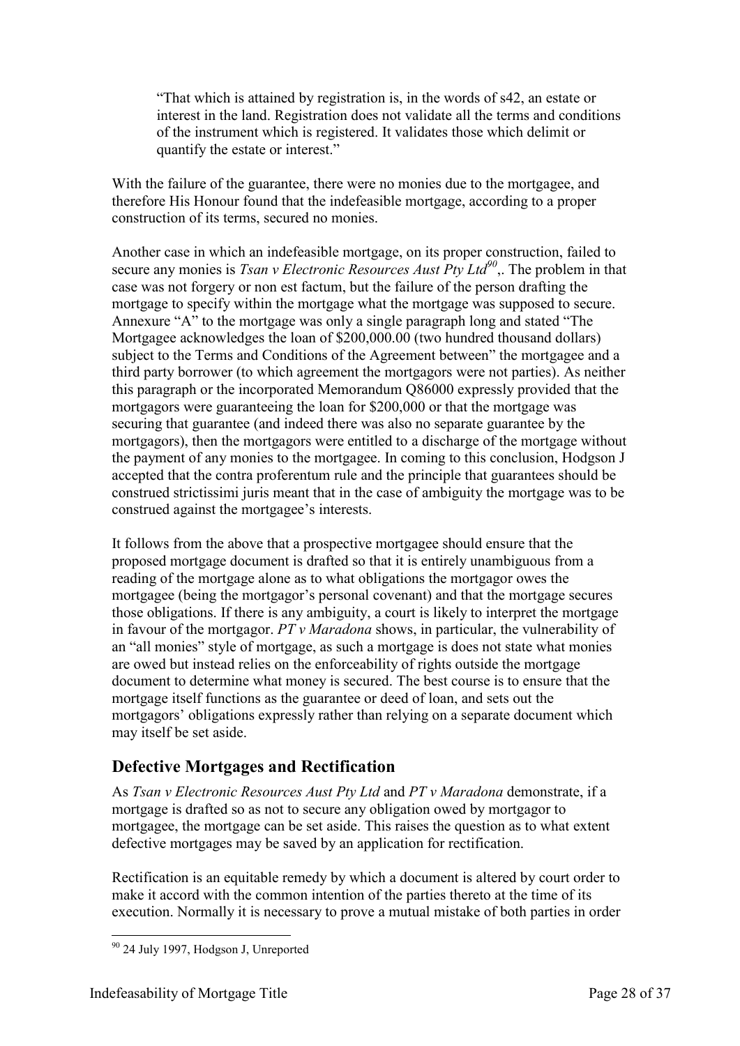> "That which is attained by registration is, in the words of s42, an estate or interest in the land. Registration does not validate all the terms and conditions of the instrument which is registered. It validates those which delimit or quantify the estate or interest."

With the failure of the guarantee, there were no monies due to the mortgagee, and therefore His Honour found that the indefeasible mortgage, according to a proper construction of its terms, secured no monies.

Another case in which an indefeasible mortgage, on its proper construction, failed to secure any monies is *Tsan v Electronic Resources Aust Pty Ltd*[90],. The problem in that case was not forgery or non est factum, but the failure of the person drafting the mortgage to specify within the mortgage what the mortgage was supposed to secure. Annexure "A" to the mortgage was only a single paragraph long and stated "The Mortgagee acknowledges the loan of $200,000.00 (two hundred thousand dollars) subject to the Terms and Conditions of the Agreement between" the mortgagee and a third party borrower (to which agreement the mortgagors were not parties). As neither this paragraph or the incorporated Memorandum Q86000 expressly provided that the mortgagors were guaranteeing the loan for $200,000 or that the mortgage was securing that guarantee (and indeed there was also no separate guarantee by the mortgagors), then the mortgagors were entitled to a discharge of the mortgage without the payment of any monies to the mortgagee. In coming to this conclusion, Hodgson J accepted that the contra proferentum rule and the principle that guarantees should be construed strictissimi juris meant that in the case of ambiguity the mortgage was to be construed against the mortgagee's interests.

It follows from the above that a prospective mortgagee should ensure that the proposed mortgage document is drafted so that it is entirely unambiguous from a reading of the mortgage alone as to what obligations the mortgagor owes the mortgagee (being the mortgagor's personal covenant) and that the mortgage secures those obligations. If there is any ambiguity, a court is likely to interpret the mortgage in favour of the mortgagor. *PT v Maradona* shows, in particular, the vulnerability of an "all monies" style of mortgage, as such a mortgage is does not state what monies are owed but instead relies on the enforceability of rights outside the mortgage document to determine what money is secured. The best course is to ensure that the mortgage itself functions as the guarantee or deed of loan, and sets out the mortgagors' obligations expressly rather than relying on a separate document which may itself be set aside.

## Defective Mortgages and Rectification

As *Tsan v Electronic Resources Aust Pty Ltd* and *PT v Maradona* demonstrate, if a mortgage is drafted so as not to secure any obligation owed by mortgagor to mortgagee, the mortgage can be set aside. This raises the question as to what extent defective mortgages may be saved by an application for rectification.

Rectification is an equitable remedy by which a document is altered by court order to make it accord with the common intention of the parties thereto at the time of its execution. Normally it is necessary to prove a mutual mistake of both parties in order

---

[90] 24 July 1997, Hodgson J, Unreported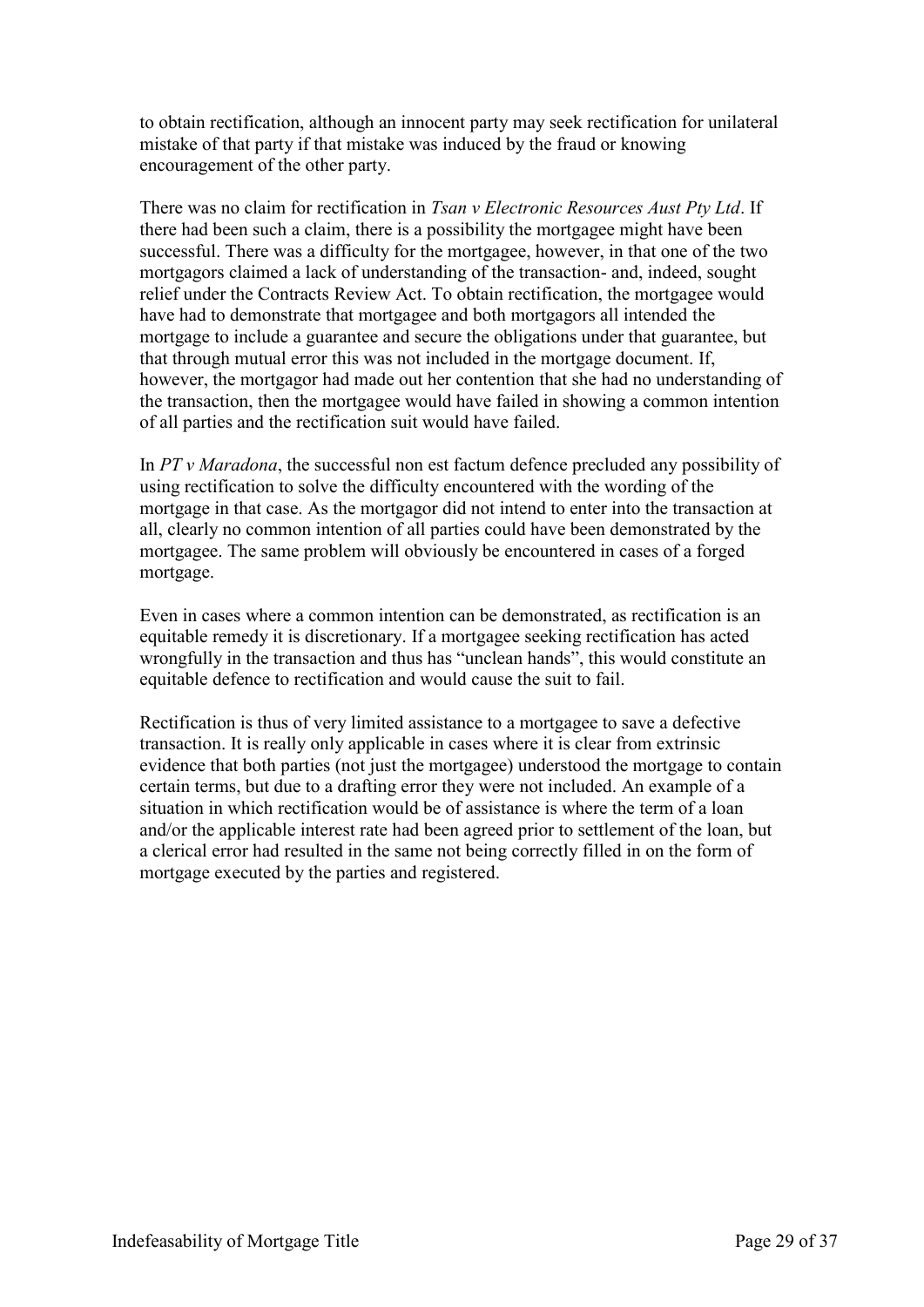to obtain rectification, although an innocent party may seek rectification for unilateral mistake of that party if that mistake was induced by the fraud or knowing encouragement of the other party.

There was no claim for rectification in *Tsan v Electronic Resources Aust Pty Ltd*. If there had been such a claim, there is a possibility the mortgagee might have been successful. There was a difficulty for the mortgagee, however, in that one of the two mortgagors claimed a lack of understanding of the transaction- and, indeed, sought relief under the Contracts Review Act. To obtain rectification, the mortgagee would have had to demonstrate that mortgagee and both mortgagors all intended the mortgage to include a guarantee and secure the obligations under that guarantee, but that through mutual error this was not included in the mortgage document. If, however, the mortgagor had made out her contention that she had no understanding of the transaction, then the mortgagee would have failed in showing a common intention of all parties and the rectification suit would have failed.

In *PT v Maradona*, the successful non est factum defence precluded any possibility of using rectification to solve the difficulty encountered with the wording of the mortgage in that case. As the mortgagor did not intend to enter into the transaction at all, clearly no common intention of all parties could have been demonstrated by the mortgagee. The same problem will obviously be encountered in cases of a forged mortgage.

Even in cases where a common intention can be demonstrated, as rectification is an equitable remedy it is discretionary. If a mortgagee seeking rectification has acted wrongfully in the transaction and thus has "unclean hands", this would constitute an equitable defence to rectification and would cause the suit to fail.

Rectification is thus of very limited assistance to a mortgagee to save a defective transaction. It is really only applicable in cases where it is clear from extrinsic evidence that both parties (not just the mortgagee) understood the mortgage to contain certain terms, but due to a drafting error they were not included. An example of a situation in which rectification would be of assistance is where the term of a loan and/or the applicable interest rate had been agreed prior to settlement of the loan, but a clerical error had resulted in the same not being correctly filled in on the form of mortgage executed by the parties and registered.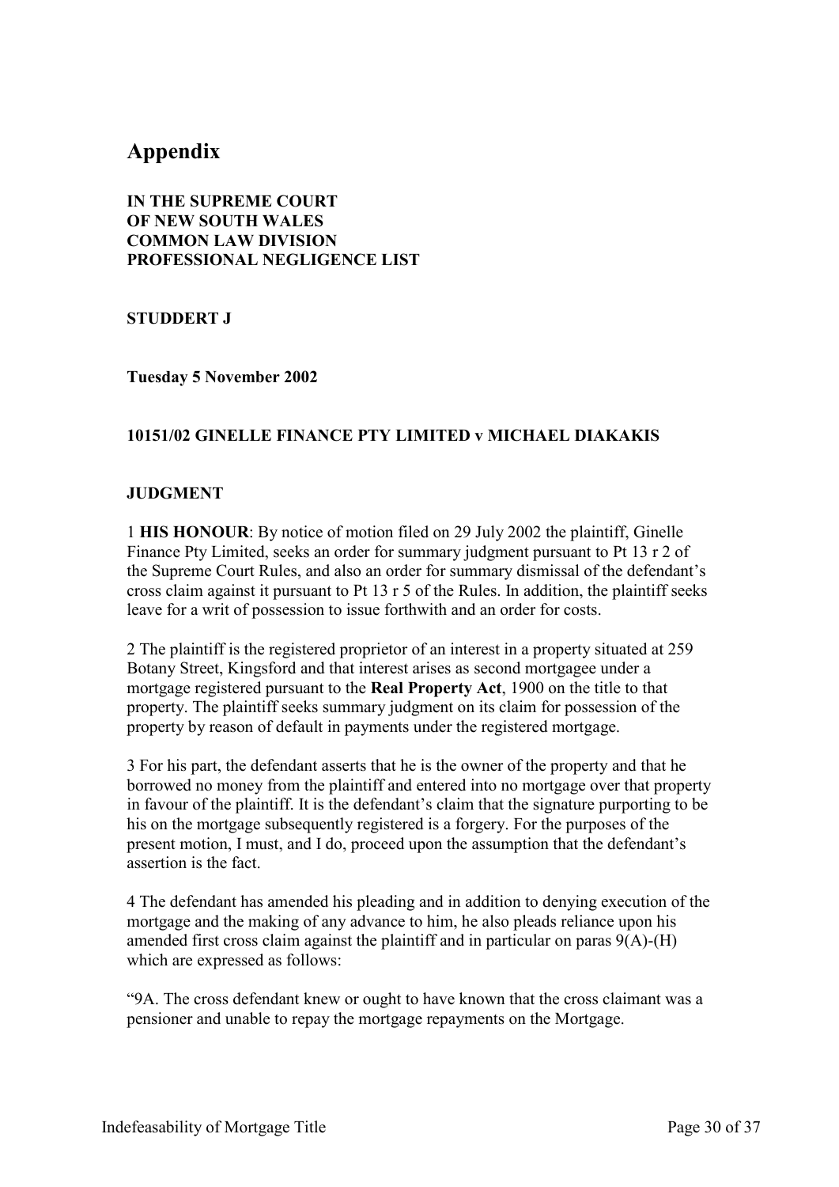# Appendix

**IN THE SUPREME COURT OF NEW SOUTH WALES COMMON LAW DIVISION PROFESSIONAL NEGLIGENCE LIST**

**STUDDERT J**

**Tuesday 5 November 2002**

**10151/02 GINELLE FINANCE PTY LIMITED v MICHAEL DIAKAKIS**

**JUDGMENT**

1 **HIS HONOUR**: By notice of motion filed on 29 July 2002 the plaintiff, Ginelle Finance Pty Limited, seeks an order for summary judgment pursuant to Pt 13 r 2 of the Supreme Court Rules, and also an order for summary dismissal of the defendant's cross claim against it pursuant to Pt 13 r 5 of the Rules. In addition, the plaintiff seeks leave for a writ of possession to issue forthwith and an order for costs.

2 The plaintiff is the registered proprietor of an interest in a property situated at 259 Botany Street, Kingsford and that interest arises as second mortgagee under a mortgage registered pursuant to the **Real Property Act**, 1900 on the title to that property. The plaintiff seeks summary judgment on its claim for possession of the property by reason of default in payments under the registered mortgage.

3 For his part, the defendant asserts that he is the owner of the property and that he borrowed no money from the plaintiff and entered into no mortgage over that property in favour of the plaintiff. It is the defendant's claim that the signature purporting to be his on the mortgage subsequently registered is a forgery. For the purposes of the present motion, I must, and I do, proceed upon the assumption that the defendant's assertion is the fact.

4 The defendant has amended his pleading and in addition to denying execution of the mortgage and the making of any advance to him, he also pleads reliance upon his amended first cross claim against the plaintiff and in particular on paras 9(A)-(H) which are expressed as follows:

"9A. The cross defendant knew or ought to have known that the cross claimant was a pensioner and unable to repay the mortgage repayments on the Mortgage.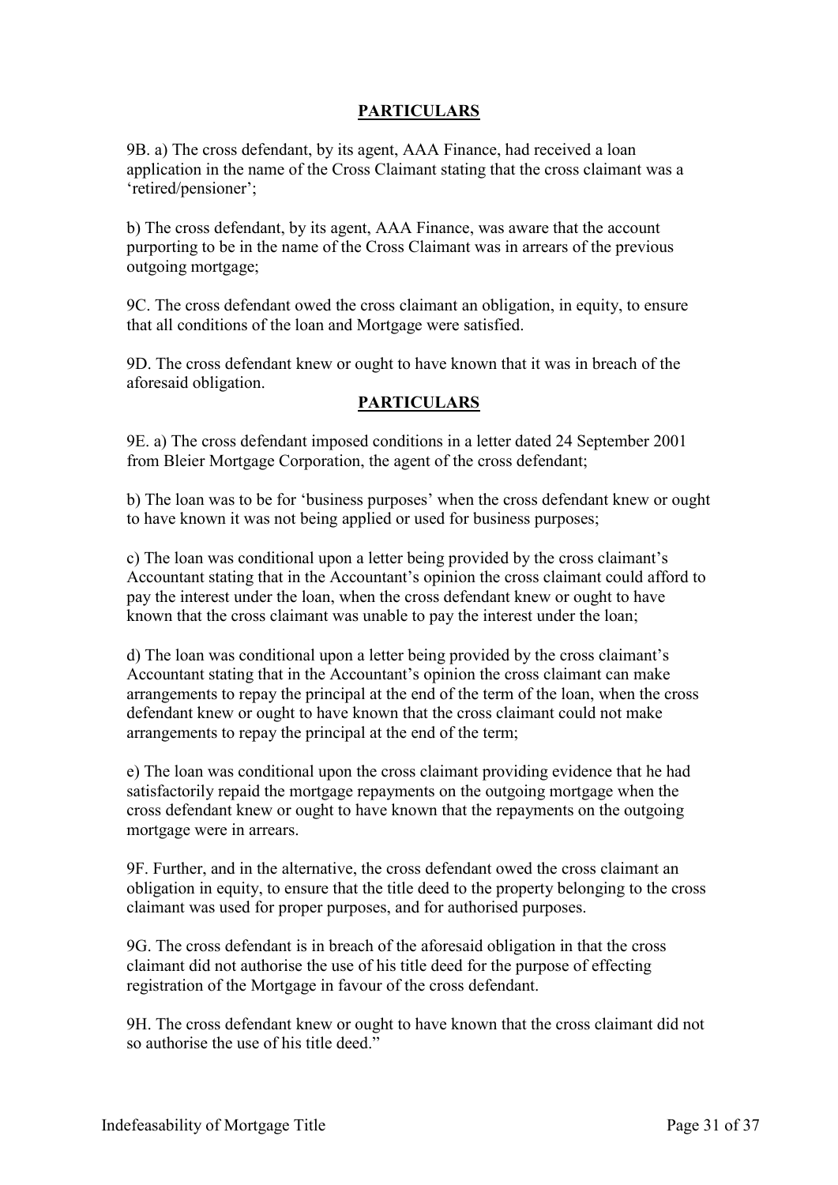**PARTICULARS**

9B. a) The cross defendant, by its agent, AAA Finance, had received a loan application in the name of the Cross Claimant stating that the cross claimant was a 'retired/pensioner';

b) The cross defendant, by its agent, AAA Finance, was aware that the account purporting to be in the name of the Cross Claimant was in arrears of the previous outgoing mortgage;

9C. The cross defendant owed the cross claimant an obligation, in equity, to ensure that all conditions of the loan and Mortgage were satisfied.

9D. The cross defendant knew or ought to have known that it was in breach of the aforesaid obligation.

**PARTICULARS**

9E. a) The cross defendant imposed conditions in a letter dated 24 September 2001 from Bleier Mortgage Corporation, the agent of the cross defendant;

b) The loan was to be for 'business purposes' when the cross defendant knew or ought to have known it was not being applied or used for business purposes;

c) The loan was conditional upon a letter being provided by the cross claimant's Accountant stating that in the Accountant's opinion the cross claimant could afford to pay the interest under the loan, when the cross defendant knew or ought to have known that the cross claimant was unable to pay the interest under the loan;

d) The loan was conditional upon a letter being provided by the cross claimant's Accountant stating that in the Accountant's opinion the cross claimant can make arrangements to repay the principal at the end of the term of the loan, when the cross defendant knew or ought to have known that the cross claimant could not make arrangements to repay the principal at the end of the term;

e) The loan was conditional upon the cross claimant providing evidence that he had satisfactorily repaid the mortgage repayments on the outgoing mortgage when the cross defendant knew or ought to have known that the repayments on the outgoing mortgage were in arrears.

9F. Further, and in the alternative, the cross defendant owed the cross claimant an obligation in equity, to ensure that the title deed to the property belonging to the cross claimant was used for proper purposes, and for authorised purposes.

9G. The cross defendant is in breach of the aforesaid obligation in that the cross claimant did not authorise the use of his title deed for the purpose of effecting registration of the Mortgage in favour of the cross defendant.

9H. The cross defendant knew or ought to have known that the cross claimant did not so authorise the use of his title deed."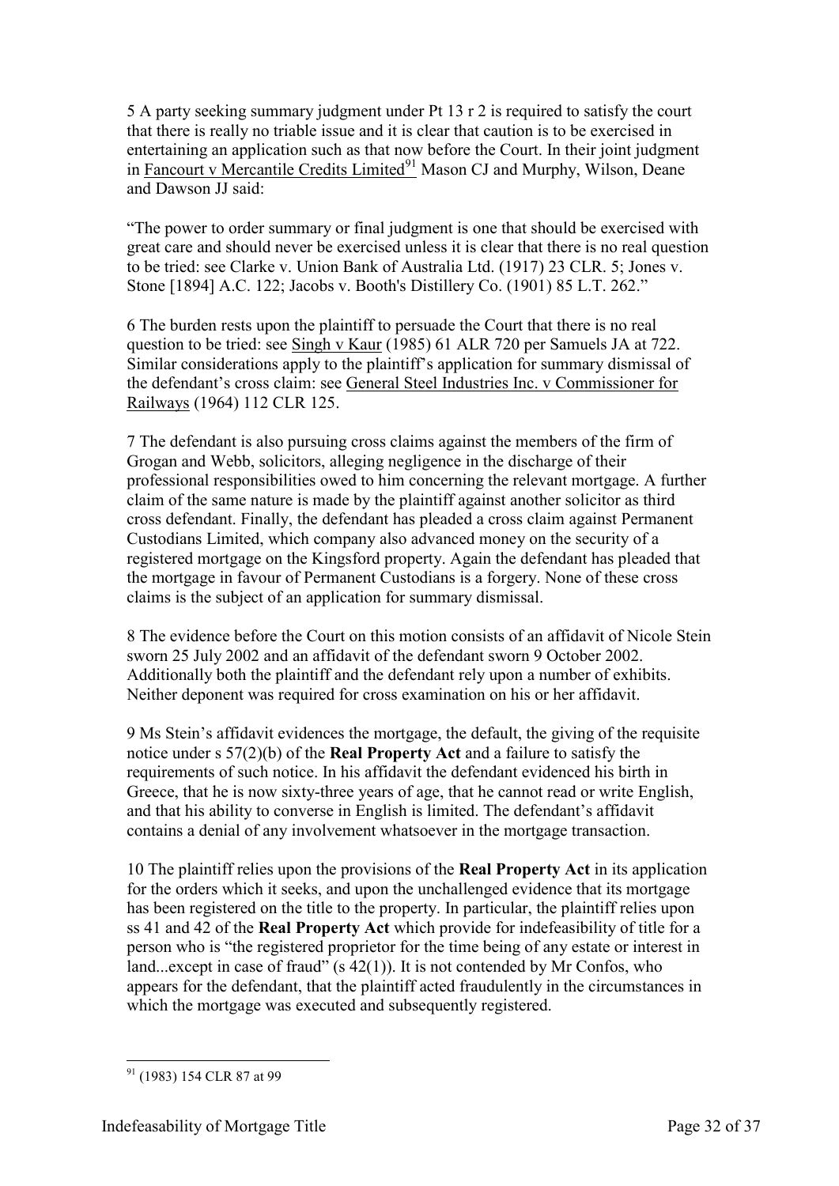5 A party seeking summary judgment under Pt 13 r 2 is required to satisfy the court that there is really no triable issue and it is clear that caution is to be exercised in entertaining an application such as that now before the Court. In their joint judgment in Fancourt v Mercantile Credits Limited[91] Mason CJ and Murphy, Wilson, Deane and Dawson JJ said:

"The power to order summary or final judgment is one that should be exercised with great care and should never be exercised unless it is clear that there is no real question to be tried: see Clarke v. Union Bank of Australia Ltd. (1917) 23 CLR. 5; Jones v. Stone [1894] A.C. 122; Jacobs v. Booth's Distillery Co. (1901) 85 L.T. 262."

6 The burden rests upon the plaintiff to persuade the Court that there is no real question to be tried: see Singh v Kaur (1985) 61 ALR 720 per Samuels JA at 722. Similar considerations apply to the plaintiff's application for summary dismissal of the defendant's cross claim: see General Steel Industries Inc. v Commissioner for Railways (1964) 112 CLR 125.

7 The defendant is also pursuing cross claims against the members of the firm of Grogan and Webb, solicitors, alleging negligence in the discharge of their professional responsibilities owed to him concerning the relevant mortgage. A further claim of the same nature is made by the plaintiff against another solicitor as third cross defendant. Finally, the defendant has pleaded a cross claim against Permanent Custodians Limited, which company also advanced money on the security of a registered mortgage on the Kingsford property. Again the defendant has pleaded that the mortgage in favour of Permanent Custodians is a forgery. None of these cross claims is the subject of an application for summary dismissal.

8 The evidence before the Court on this motion consists of an affidavit of Nicole Stein sworn 25 July 2002 and an affidavit of the defendant sworn 9 October 2002. Additionally both the plaintiff and the defendant rely upon a number of exhibits. Neither deponent was required for cross examination on his or her affidavit.

9 Ms Stein's affidavit evidences the mortgage, the default, the giving of the requisite notice under s 57(2)(b) of the **Real Property Act** and a failure to satisfy the requirements of such notice. In his affidavit the defendant evidenced his birth in Greece, that he is now sixty-three years of age, that he cannot read or write English, and that his ability to converse in English is limited. The defendant's affidavit contains a denial of any involvement whatsoever in the mortgage transaction.

10 The plaintiff relies upon the provisions of the **Real Property Act** in its application for the orders which it seeks, and upon the unchallenged evidence that its mortgage has been registered on the title to the property. In particular, the plaintiff relies upon ss 41 and 42 of the **Real Property Act** which provide for indefeasibility of title for a person who is "the registered proprietor for the time being of any estate or interest in land...except in case of fraud" (s 42(1)). It is not contended by Mr Confos, who appears for the defendant, that the plaintiff acted fraudulently in the circumstances in which the mortgage was executed and subsequently registered.

[91] (1983) 154 CLR 87 at 99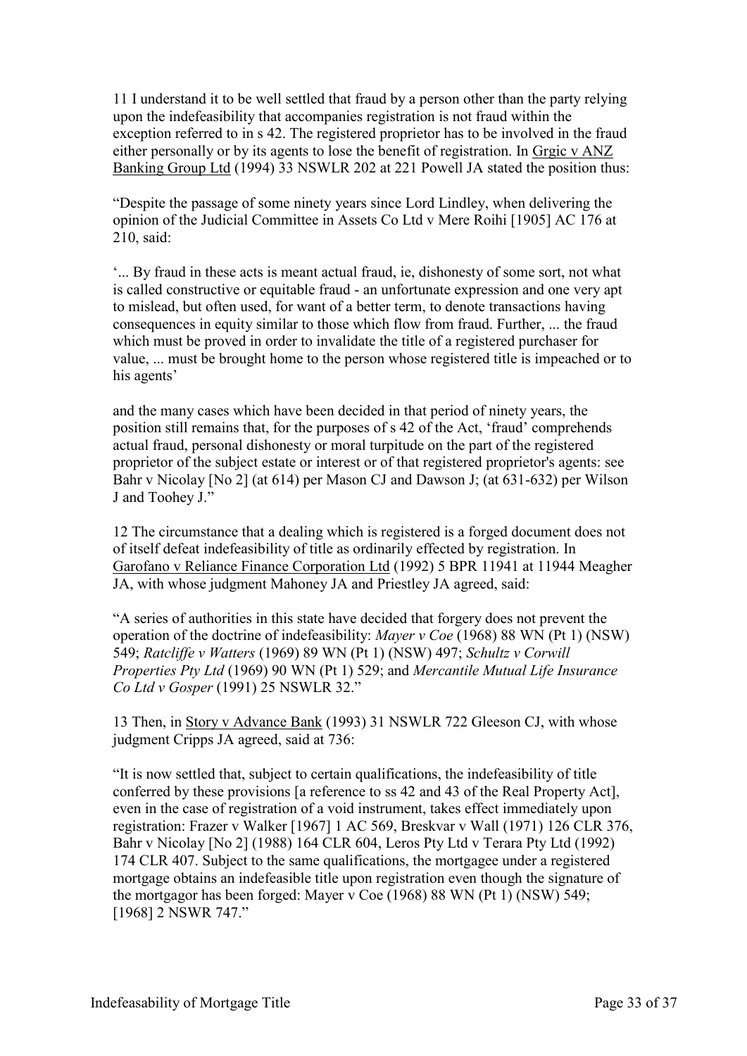11 I understand it to be well settled that fraud by a person other than the party relying upon the indefeasibility that accompanies registration is not fraud within the exception referred to in s 42. The registered proprietor has to be involved in the fraud either personally or by its agents to lose the benefit of registration. In Grgic v ANZ Banking Group Ltd (1994) 33 NSWLR 202 at 221 Powell JA stated the position thus:

"Despite the passage of some ninety years since Lord Lindley, when delivering the opinion of the Judicial Committee in Assets Co Ltd v Mere Roihi [1905] AC 176 at 210, said:

'... By fraud in these acts is meant actual fraud, ie, dishonesty of some sort, not what is called constructive or equitable fraud - an unfortunate expression and one very apt to mislead, but often used, for want of a better term, to denote transactions having consequences in equity similar to those which flow from fraud. Further, ... the fraud which must be proved in order to invalidate the title of a registered purchaser for value, ... must be brought home to the person whose registered title is impeached or to his agents'

and the many cases which have been decided in that period of ninety years, the position still remains that, for the purposes of s 42 of the Act, 'fraud' comprehends actual fraud, personal dishonesty or moral turpitude on the part of the registered proprietor of the subject estate or interest or of that registered proprietor's agents: see Bahr v Nicolay [No 2] (at 614) per Mason CJ and Dawson J; (at 631-632) per Wilson J and Toohey J."

12 The circumstance that a dealing which is registered is a forged document does not of itself defeat indefeasibility of title as ordinarily effected by registration. In Garofano v Reliance Finance Corporation Ltd (1992) 5 BPR 11941 at 11944 Meagher JA, with whose judgment Mahoney JA and Priestley JA agreed, said:

"A series of authorities in this state have decided that forgery does not prevent the operation of the doctrine of indefeasibility: *Mayer v Coe* (1968) 88 WN (Pt 1) (NSW) 549; *Ratcliffe v Watters* (1969) 89 WN (Pt 1) (NSW) 497; *Schultz v Corwill Properties Pty Ltd* (1969) 90 WN (Pt 1) 529; and *Mercantile Mutual Life Insurance Co Ltd v Gosper* (1991) 25 NSWLR 32."

13 Then, in Story v Advance Bank (1993) 31 NSWLR 722 Gleeson CJ, with whose judgment Cripps JA agreed, said at 736:

"It is now settled that, subject to certain qualifications, the indefeasibility of title conferred by these provisions [a reference to ss 42 and 43 of the Real Property Act], even in the case of registration of a void instrument, takes effect immediately upon registration: Frazer v Walker [1967] 1 AC 569, Breskvar v Wall (1971) 126 CLR 376, Bahr v Nicolay [No 2] (1988) 164 CLR 604, Leros Pty Ltd v Terara Pty Ltd (1992) 174 CLR 407. Subject to the same qualifications, the mortgagee under a registered mortgage obtains an indefeasible title upon registration even though the signature of the mortgagor has been forged: Mayer v Coe (1968) 88 WN (Pt 1) (NSW) 549; [1968] 2 NSWR 747."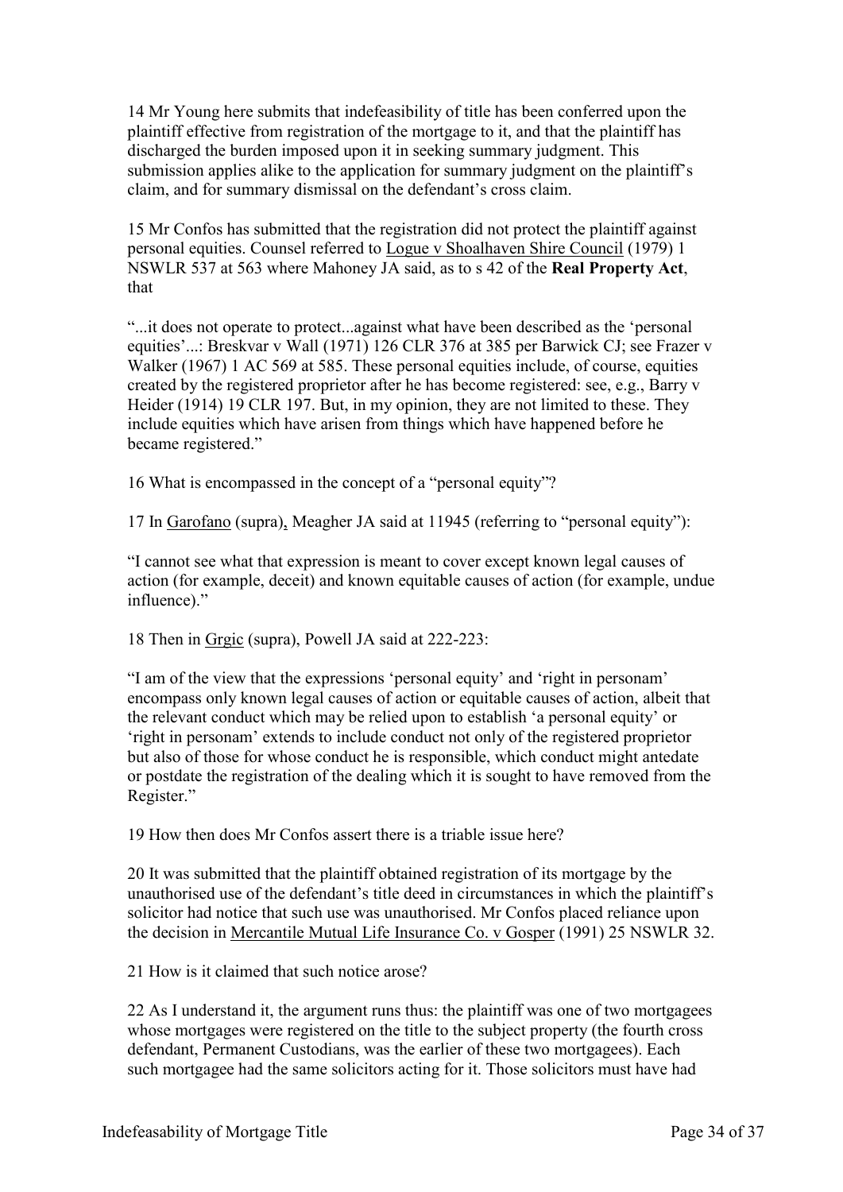14 Mr Young here submits that indefeasibility of title has been conferred upon the plaintiff effective from registration of the mortgage to it, and that the plaintiff has discharged the burden imposed upon it in seeking summary judgment. This submission applies alike to the application for summary judgment on the plaintiff's claim, and for summary dismissal on the defendant's cross claim.

15 Mr Confos has submitted that the registration did not protect the plaintiff against personal equities. Counsel referred to Logue v Shoalhaven Shire Council (1979) 1 NSWLR 537 at 563 where Mahoney JA said, as to s 42 of the **Real Property Act**, that

"...it does not operate to protect...against what have been described as the 'personal equities'...: Breskvar v Wall (1971) 126 CLR 376 at 385 per Barwick CJ; see Frazer v Walker (1967) 1 AC 569 at 585. These personal equities include, of course, equities created by the registered proprietor after he has become registered: see, e.g., Barry v Heider (1914) 19 CLR 197. But, in my opinion, they are not limited to these. They include equities which have arisen from things which have happened before he became registered."

16 What is encompassed in the concept of a "personal equity"?

17 In Garofano (supra), Meagher JA said at 11945 (referring to "personal equity"):

"I cannot see what that expression is meant to cover except known legal causes of action (for example, deceit) and known equitable causes of action (for example, undue influence)."

18 Then in Grgic (supra), Powell JA said at 222-223:

"I am of the view that the expressions 'personal equity' and 'right in personam' encompass only known legal causes of action or equitable causes of action, albeit that the relevant conduct which may be relied upon to establish 'a personal equity' or 'right in personam' extends to include conduct not only of the registered proprietor but also of those for whose conduct he is responsible, which conduct might antedate or postdate the registration of the dealing which it is sought to have removed from the Register."

19 How then does Mr Confos assert there is a triable issue here?

20 It was submitted that the plaintiff obtained registration of its mortgage by the unauthorised use of the defendant's title deed in circumstances in which the plaintiff's solicitor had notice that such use was unauthorised. Mr Confos placed reliance upon the decision in Mercantile Mutual Life Insurance Co. v Gosper (1991) 25 NSWLR 32.

21 How is it claimed that such notice arose?

22 As I understand it, the argument runs thus: the plaintiff was one of two mortgagees whose mortgages were registered on the title to the subject property (the fourth cross defendant, Permanent Custodians, was the earlier of these two mortgagees). Each such mortgagee had the same solicitors acting for it. Those solicitors must have had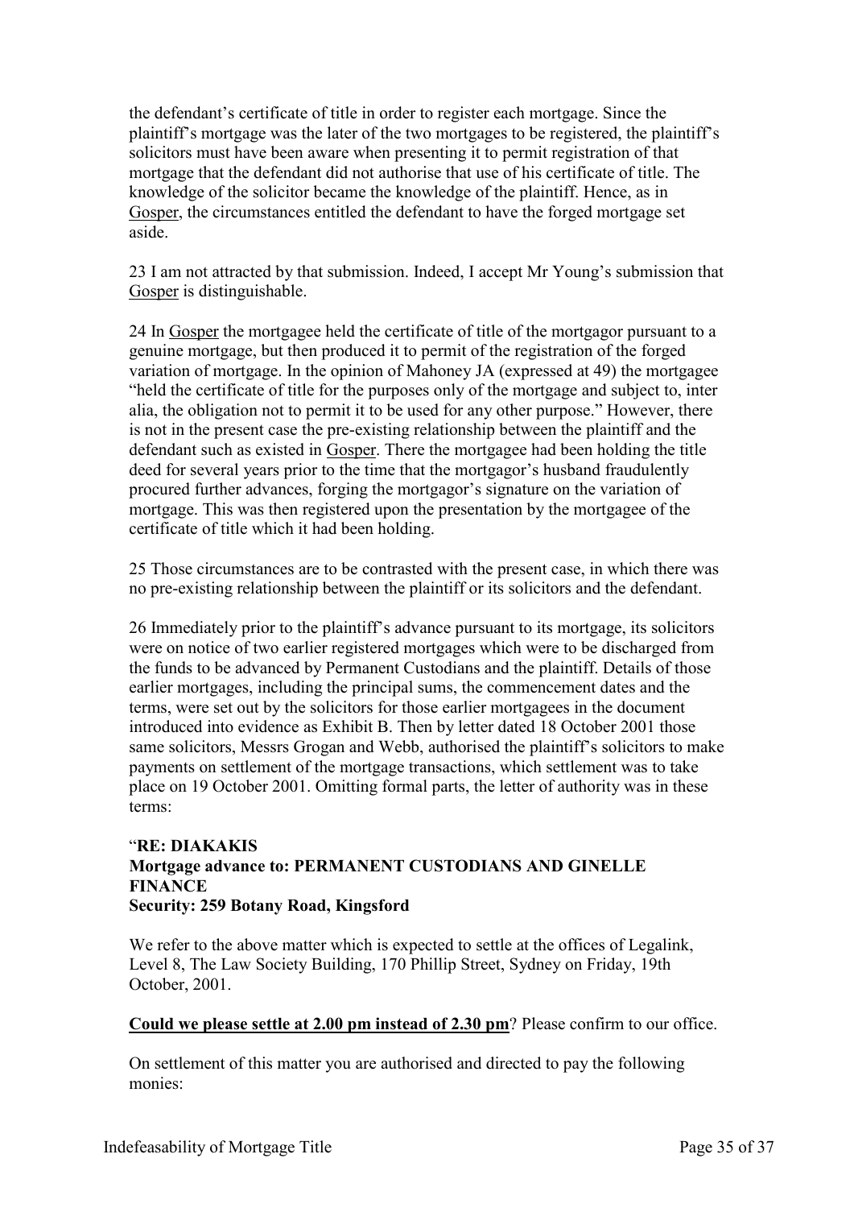the defendant's certificate of title in order to register each mortgage. Since the plaintiff's mortgage was the later of the two mortgages to be registered, the plaintiff's solicitors must have been aware when presenting it to permit registration of that mortgage that the defendant did not authorise that use of his certificate of title. The knowledge of the solicitor became the knowledge of the plaintiff. Hence, as in Gosper, the circumstances entitled the defendant to have the forged mortgage set aside.

23 I am not attracted by that submission. Indeed, I accept Mr Young's submission that Gosper is distinguishable.

24 In Gosper the mortgagee held the certificate of title of the mortgagor pursuant to a genuine mortgage, but then produced it to permit of the registration of the forged variation of mortgage. In the opinion of Mahoney JA (expressed at 49) the mortgagee "held the certificate of title for the purposes only of the mortgage and subject to, inter alia, the obligation not to permit it to be used for any other purpose." However, there is not in the present case the pre-existing relationship between the plaintiff and the defendant such as existed in Gosper. There the mortgagee had been holding the title deed for several years prior to the time that the mortgagor's husband fraudulently procured further advances, forging the mortgagor's signature on the variation of mortgage. This was then registered upon the presentation by the mortgagee of the certificate of title which it had been holding.

25 Those circumstances are to be contrasted with the present case, in which there was no pre-existing relationship between the plaintiff or its solicitors and the defendant.

26 Immediately prior to the plaintiff's advance pursuant to its mortgage, its solicitors were on notice of two earlier registered mortgages which were to be discharged from the funds to be advanced by Permanent Custodians and the plaintiff. Details of those earlier mortgages, including the principal sums, the commencement dates and the terms, were set out by the solicitors for those earlier mortgagees in the document introduced into evidence as Exhibit B. Then by letter dated 18 October 2001 those same solicitors, Messrs Grogan and Webb, authorised the plaintiff's solicitors to make payments on settlement of the mortgage transactions, which settlement was to take place on 19 October 2001. Omitting formal parts, the letter of authority was in these terms:

"**RE: DIAKAKIS**
**Mortgage advance to: PERMANENT CUSTODIANS AND GINELLE FINANCE**
**Security: 259 Botany Road, Kingsford**

We refer to the above matter which is expected to settle at the offices of Legalink, Level 8, The Law Society Building, 170 Phillip Street, Sydney on Friday, 19th October, 2001.

**Could we please settle at 2.00 pm instead of 2.30 pm**? Please confirm to our office.

On settlement of this matter you are authorised and directed to pay the following monies: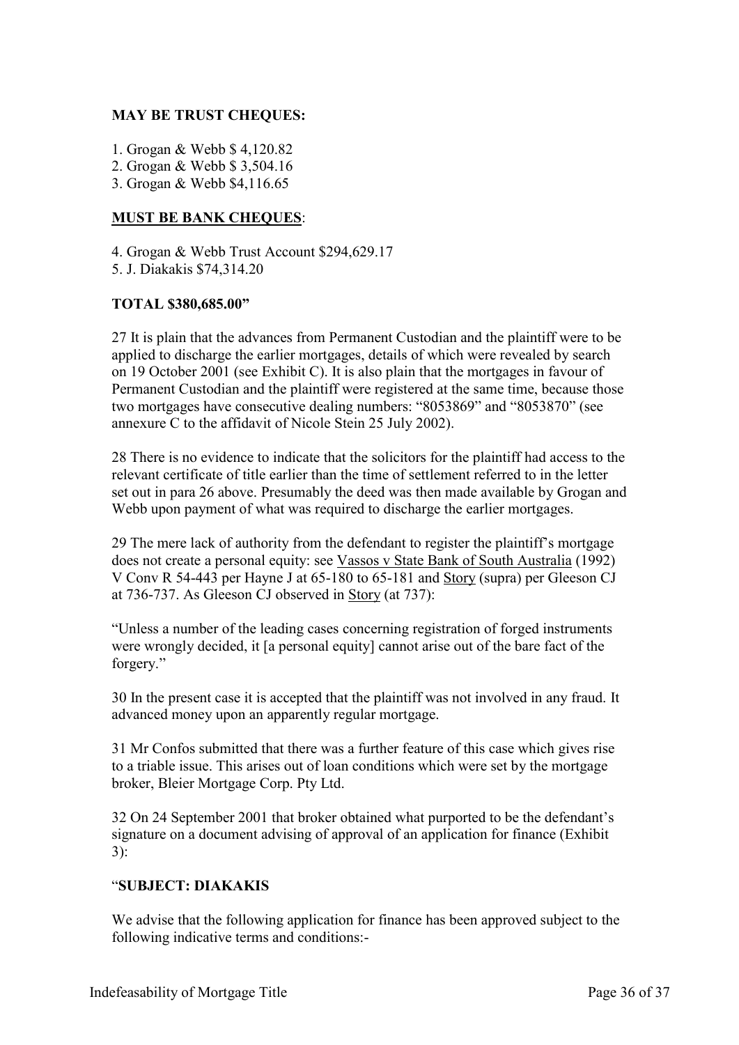**MAY BE TRUST CHEQUES:**

1. Grogan & Webb $ 4,120.82
2. Grogan & Webb $ 3,504.16
3. Grogan & Webb $4,116.65

**MUST BE BANK CHEQUES**:

4. Grogan & Webb Trust Account $294,629.17
5. J. Diakakis $74,314.20

**TOTAL $380,685.00"**

27 It is plain that the advances from Permanent Custodian and the plaintiff were to be applied to discharge the earlier mortgages, details of which were revealed by search on 19 October 2001 (see Exhibit C). It is also plain that the mortgages in favour of Permanent Custodian and the plaintiff were registered at the same time, because those two mortgages have consecutive dealing numbers: "8053869" and "8053870" (see annexure C to the affidavit of Nicole Stein 25 July 2002).

28 There is no evidence to indicate that the solicitors for the plaintiff had access to the relevant certificate of title earlier than the time of settlement referred to in the letter set out in para 26 above. Presumably the deed was then made available by Grogan and Webb upon payment of what was required to discharge the earlier mortgages.

29 The mere lack of authority from the defendant to register the plaintiff's mortgage does not create a personal equity: see Vassos v State Bank of South Australia (1992) V Conv R 54-443 per Hayne J at 65-180 to 65-181 and Story (supra) per Gleeson CJ at 736-737. As Gleeson CJ observed in Story (at 737):

"Unless a number of the leading cases concerning registration of forged instruments were wrongly decided, it [a personal equity] cannot arise out of the bare fact of the forgery."

30 In the present case it is accepted that the plaintiff was not involved in any fraud. It advanced money upon an apparently regular mortgage.

31 Mr Confos submitted that there was a further feature of this case which gives rise to a triable issue. This arises out of loan conditions which were set by the mortgage broker, Bleier Mortgage Corp. Pty Ltd.

32 On 24 September 2001 that broker obtained what purported to be the defendant's signature on a document advising of approval of an application for finance (Exhibit 3):

"**SUBJECT: DIAKAKIS**

We advise that the following application for finance has been approved subject to the following indicative terms and conditions:-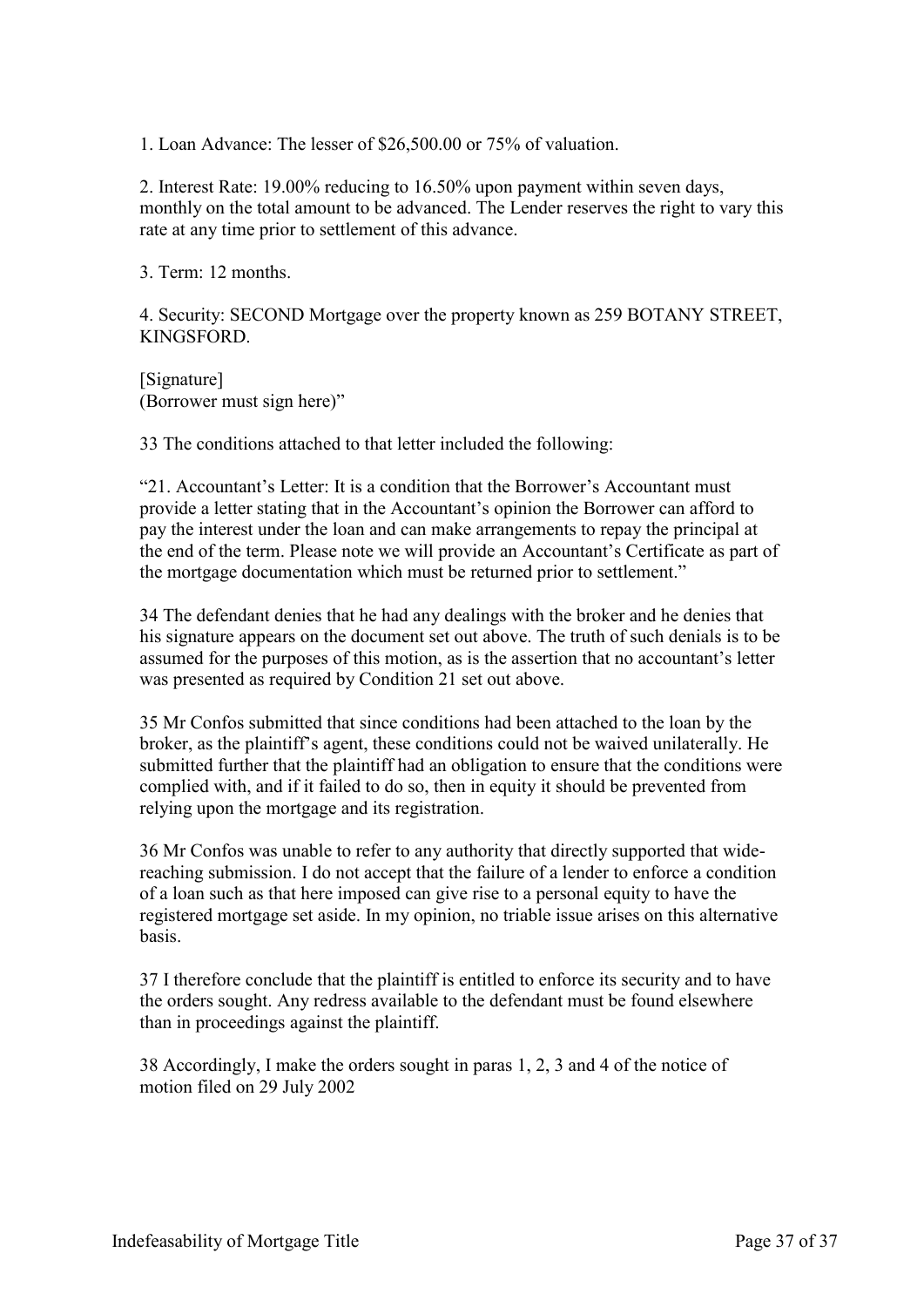1. Loan Advance: The lesser of $26,500.00 or 75% of valuation.

2. Interest Rate: 19.00% reducing to 16.50% upon payment within seven days, monthly on the total amount to be advanced. The Lender reserves the right to vary this rate at any time prior to settlement of this advance.

3. Term: 12 months.

4. Security: SECOND Mortgage over the property known as 259 BOTANY STREET, KINGSFORD.

[Signature]
(Borrower must sign here)"

33 The conditions attached to that letter included the following:

"21. Accountant's Letter: It is a condition that the Borrower's Accountant must provide a letter stating that in the Accountant's opinion the Borrower can afford to pay the interest under the loan and can make arrangements to repay the principal at the end of the term. Please note we will provide an Accountant's Certificate as part of the mortgage documentation which must be returned prior to settlement."

34 The defendant denies that he had any dealings with the broker and he denies that his signature appears on the document set out above. The truth of such denials is to be assumed for the purposes of this motion, as is the assertion that no accountant's letter was presented as required by Condition 21 set out above.

35 Mr Confos submitted that since conditions had been attached to the loan by the broker, as the plaintiff's agent, these conditions could not be waived unilaterally. He submitted further that the plaintiff had an obligation to ensure that the conditions were complied with, and if it failed to do so, then in equity it should be prevented from relying upon the mortgage and its registration.

36 Mr Confos was unable to refer to any authority that directly supported that wide-reaching submission. I do not accept that the failure of a lender to enforce a condition of a loan such as that here imposed can give rise to a personal equity to have the registered mortgage set aside. In my opinion, no triable issue arises on this alternative basis.

37 I therefore conclude that the plaintiff is entitled to enforce its security and to have the orders sought. Any redress available to the defendant must be found elsewhere than in proceedings against the plaintiff.

38 Accordingly, I make the orders sought in paras 1, 2, 3 and 4 of the notice of motion filed on 29 July 2002